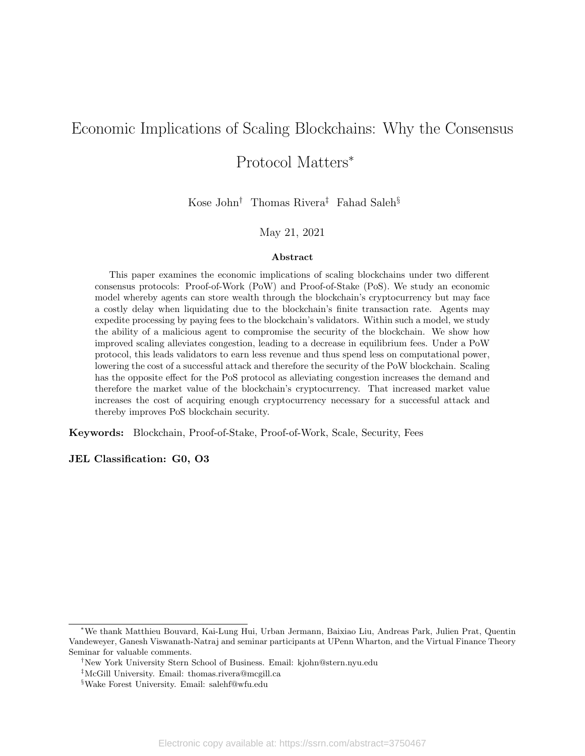# Economic Implications of Scaling Blockchains: Why the Consensus Protocol Matters*

Kose John[†] Thomas Rivera[‡] Fahad Saleh[§]

May 21, 2021

**Abstract**

This paper examines the economic implications of scaling blockchains under two different consensus protocols: Proof-of-Work (PoW) and Proof-of-Stake (PoS). We study an economic model whereby agents can store wealth through the blockchain's cryptocurrency but may face a costly delay when liquidating due to the blockchain's finite transaction rate. Agents may expedite processing by paying fees to the blockchain's validators. Within such a model, we study the ability of a malicious agent to compromise the security of the blockchain. We show how improved scaling alleviates congestion, leading to a decrease in equilibrium fees. Under a PoW protocol, this leads validators to earn less revenue and thus spend less on computational power, lowering the cost of a successful attack and therefore the security of the PoW blockchain. Scaling has the opposite effect for the PoS protocol as alleviating congestion increases the demand and therefore the market value of the blockchain's cryptocurrency. That increased market value increases the cost of acquiring enough cryptocurrency necessary for a successful attack and thereby improves PoS blockchain security.

**Keywords:** Blockchain, Proof-of-Stake, Proof-of-Work, Scale, Security, Fees

**JEL Classification: G0, O3**

---

*We thank Matthieu Bouvard, Kai-Lung Hui, Urban Jermann, Baixiao Liu, Andreas Park, Julien Prat, Quentin Vandeweyer, Ganesh Viswanath-Natraj and seminar participants at UPenn Wharton, and the Virtual Finance Theory Seminar for valuable comments.

[†]New York University Stern School of Business. Email: kjohn@stern.nyu.edu

[‡]McGill University. Email: thomas.rivera@mcgill.ca

[§]Wake Forest University. Email: salehf@wfu.edu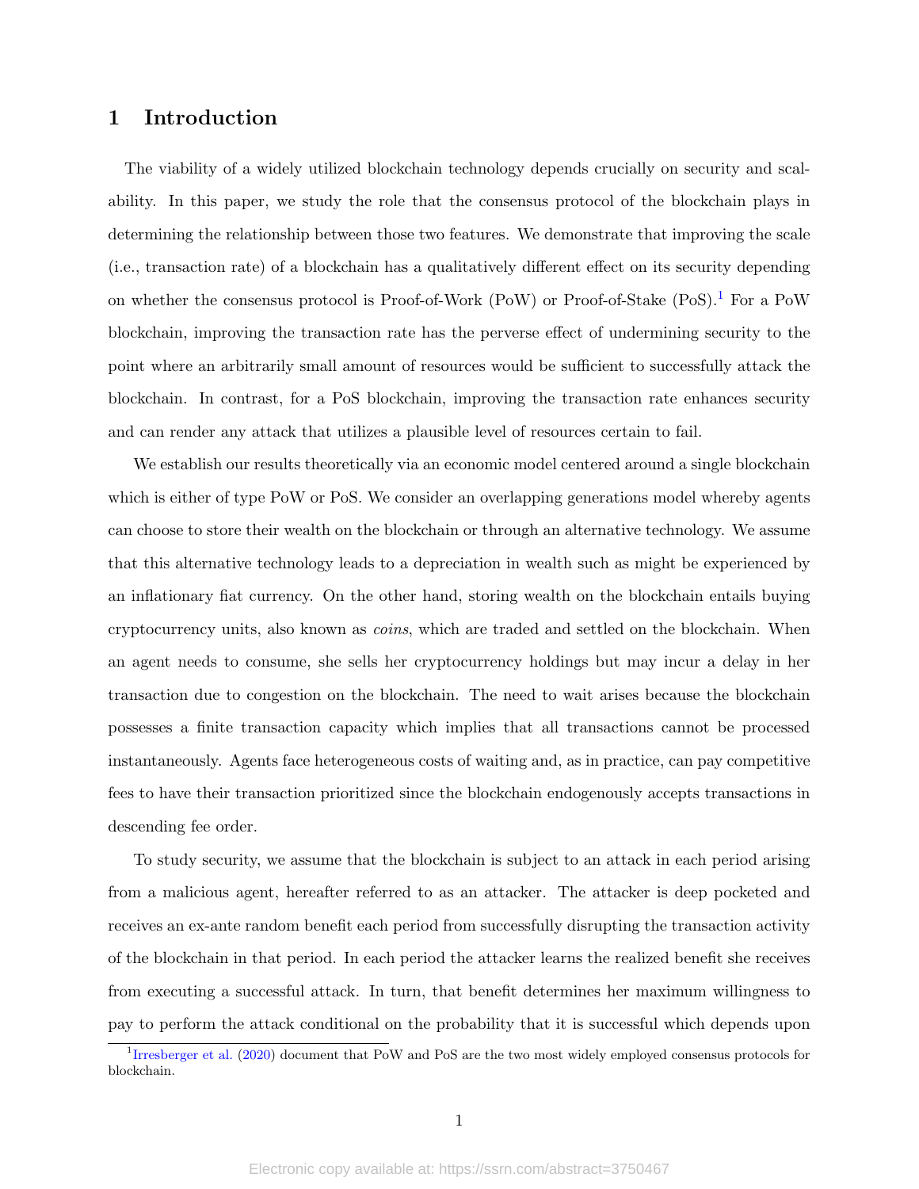# 1 Introduction

The viability of a widely utilized blockchain technology depends crucially on security and scalability. In this paper, we study the role that the consensus protocol of the blockchain plays in determining the relationship between those two features. We demonstrate that improving the scale (i.e., transaction rate) of a blockchain has a qualitatively different effect on its security depending on whether the consensus protocol is Proof-of-Work (PoW) or Proof-of-Stake (PoS).[1] For a PoW blockchain, improving the transaction rate has the perverse effect of undermining security to the point where an arbitrarily small amount of resources would be sufficient to successfully attack the blockchain. In contrast, for a PoS blockchain, improving the transaction rate enhances security and can render any attack that utilizes a plausible level of resources certain to fail.

We establish our results theoretically via an economic model centered around a single blockchain which is either of type PoW or PoS. We consider an overlapping generations model whereby agents can choose to store their wealth on the blockchain or through an alternative technology. We assume that this alternative technology leads to a depreciation in wealth such as might be experienced by an inflationary fiat currency. On the other hand, storing wealth on the blockchain entails buying cryptocurrency units, also known as *coins*, which are traded and settled on the blockchain. When an agent needs to consume, she sells her cryptocurrency holdings but may incur a delay in her transaction due to congestion on the blockchain. The need to wait arises because the blockchain possesses a finite transaction capacity which implies that all transactions cannot be processed instantaneously. Agents face heterogeneous costs of waiting and, as in practice, can pay competitive fees to have their transaction prioritized since the blockchain endogenously accepts transactions in descending fee order.

To study security, we assume that the blockchain is subject to an attack in each period arising from a malicious agent, hereafter referred to as an attacker. The attacker is deep pocketed and receives an ex-ante random benefit each period from successfully disrupting the transaction activity of the blockchain in that period. In each period the attacker learns the realized benefit she receives from executing a successful attack. In turn, that benefit determines her maximum willingness to pay to perform the attack conditional on the probability that it is successful which depends upon

[1] Irresberger et al. (2020) document that PoW and PoS are the two most widely employed consensus protocols for blockchain.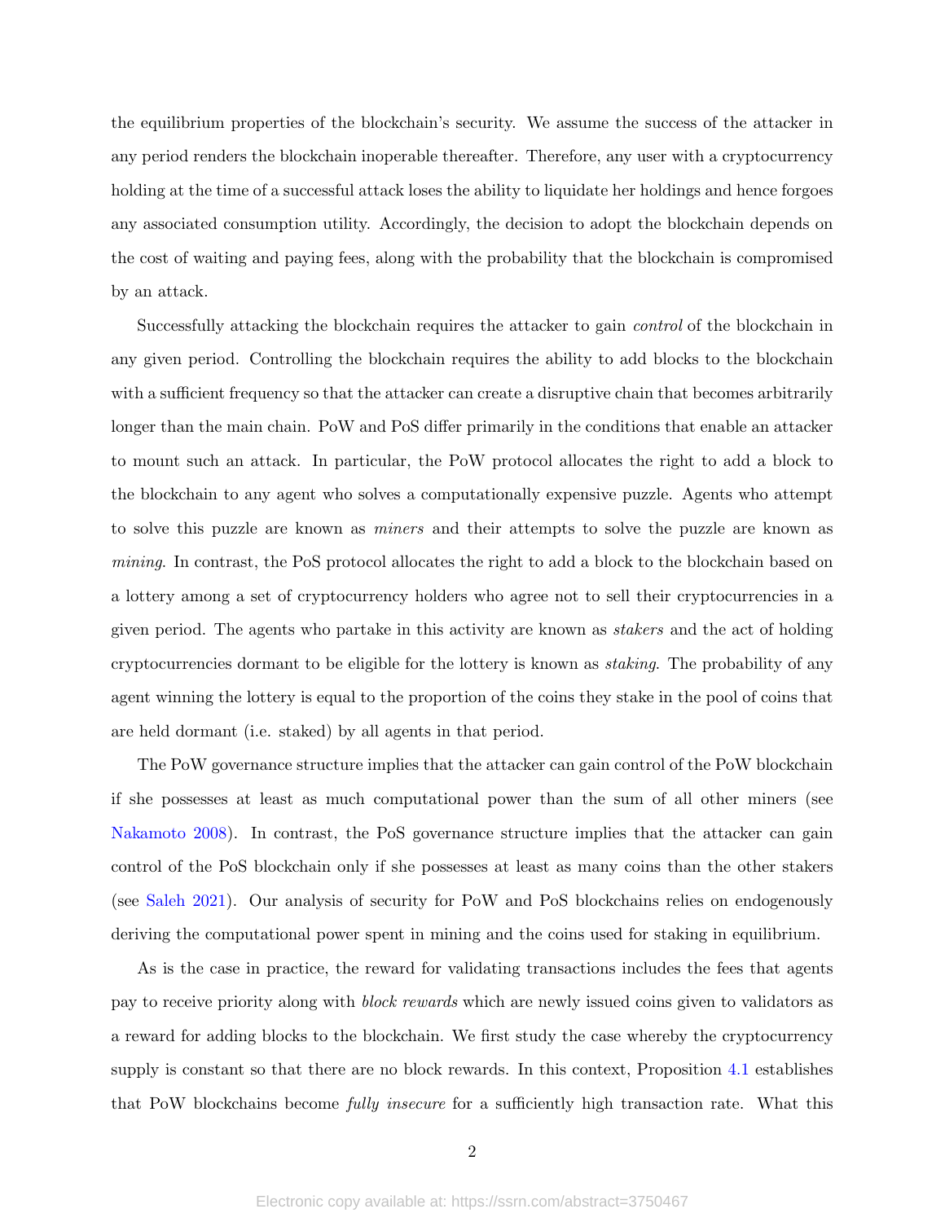the equilibrium properties of the blockchain's security. We assume the success of the attacker in any period renders the blockchain inoperable thereafter. Therefore, any user with a cryptocurrency holding at the time of a successful attack loses the ability to liquidate her holdings and hence forgoes any associated consumption utility. Accordingly, the decision to adopt the blockchain depends on the cost of waiting and paying fees, along with the probability that the blockchain is compromised by an attack.

Successfully attacking the blockchain requires the attacker to gain *control* of the blockchain in any given period. Controlling the blockchain requires the ability to add blocks to the blockchain with a sufficient frequency so that the attacker can create a disruptive chain that becomes arbitrarily longer than the main chain. PoW and PoS differ primarily in the conditions that enable an attacker to mount such an attack. In particular, the PoW protocol allocates the right to add a block to the blockchain to any agent who solves a computationally expensive puzzle. Agents who attempt to solve this puzzle are known as *miners* and their attempts to solve the puzzle are known as *mining*. In contrast, the PoS protocol allocates the right to add a block to the blockchain based on a lottery among a set of cryptocurrency holders who agree not to sell their cryptocurrencies in a given period. The agents who partake in this activity are known as *stakers* and the act of holding cryptocurrencies dormant to be eligible for the lottery is known as *staking*. The probability of any agent winning the lottery is equal to the proportion of the coins they stake in the pool of coins that are held dormant (i.e. staked) by all agents in that period.

The PoW governance structure implies that the attacker can gain control of the PoW blockchain if she possesses at least as much computational power than the sum of all other miners (see Nakamoto 2008). In contrast, the PoS governance structure implies that the attacker can gain control of the PoS blockchain only if she possesses at least as many coins than the other stakers (see Saleh 2021). Our analysis of security for PoW and PoS blockchains relies on endogenously deriving the computational power spent in mining and the coins used for staking in equilibrium.

As is the case in practice, the reward for validating transactions includes the fees that agents pay to receive priority along with *block rewards* which are newly issued coins given to validators as a reward for adding blocks to the blockchain. We first study the case whereby the cryptocurrency supply is constant so that there are no block rewards. In this context, Proposition 4.1 establishes that PoW blockchains become *fully insecure* for a sufficiently high transaction rate. What this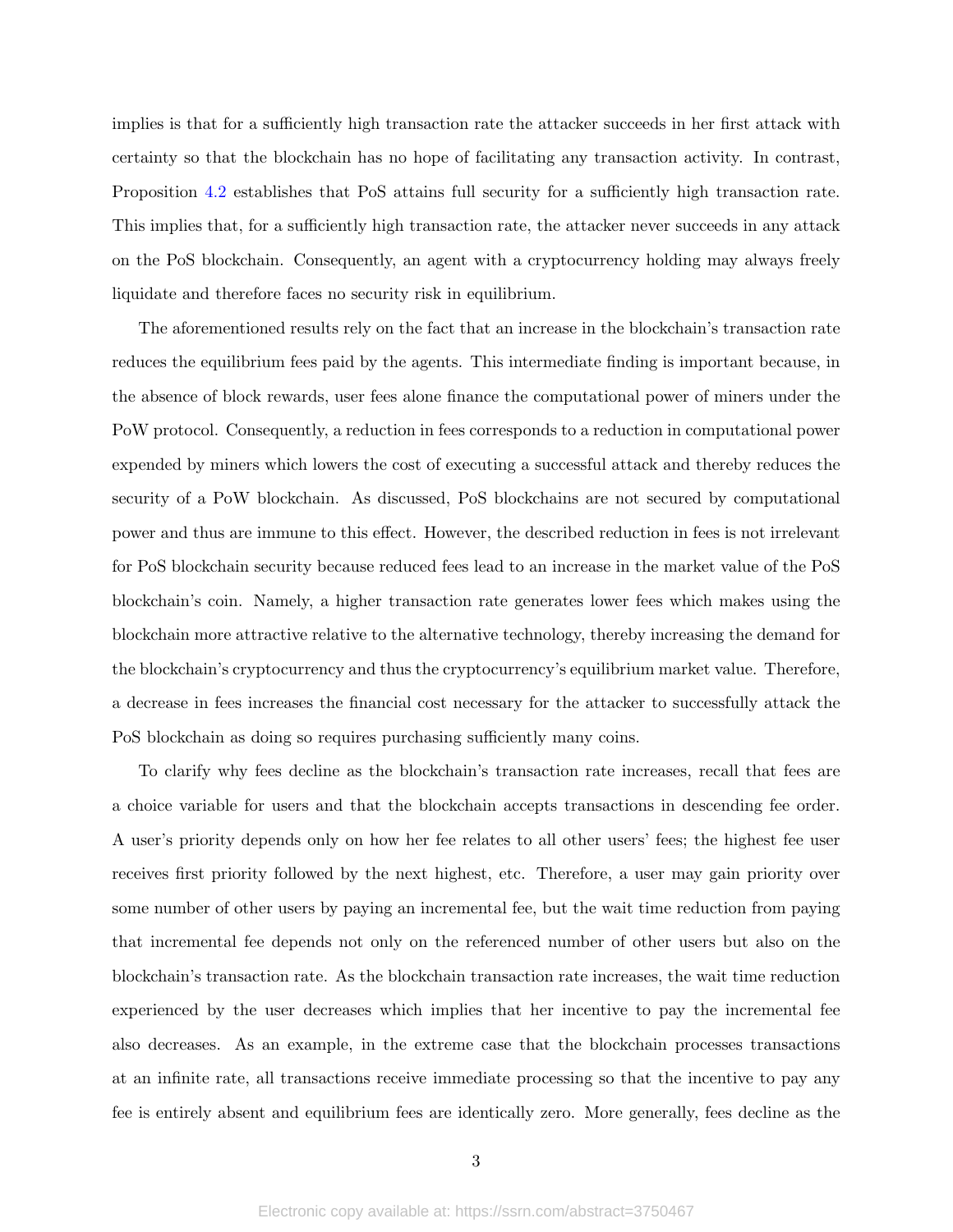implies is that for a sufficiently high transaction rate the attacker succeeds in her first attack with certainty so that the blockchain has no hope of facilitating any transaction activity. In contrast, Proposition 4.2 establishes that PoS attains full security for a sufficiently high transaction rate. This implies that, for a sufficiently high transaction rate, the attacker never succeeds in any attack on the PoS blockchain. Consequently, an agent with a cryptocurrency holding may always freely liquidate and therefore faces no security risk in equilibrium.

The aforementioned results rely on the fact that an increase in the blockchain's transaction rate reduces the equilibrium fees paid by the agents. This intermediate finding is important because, in the absence of block rewards, user fees alone finance the computational power of miners under the PoW protocol. Consequently, a reduction in fees corresponds to a reduction in computational power expended by miners which lowers the cost of executing a successful attack and thereby reduces the security of a PoW blockchain. As discussed, PoS blockchains are not secured by computational power and thus are immune to this effect. However, the described reduction in fees is not irrelevant for PoS blockchain security because reduced fees lead to an increase in the market value of the PoS blockchain's coin. Namely, a higher transaction rate generates lower fees which makes using the blockchain more attractive relative to the alternative technology, thereby increasing the demand for the blockchain's cryptocurrency and thus the cryptocurrency's equilibrium market value. Therefore, a decrease in fees increases the financial cost necessary for the attacker to successfully attack the PoS blockchain as doing so requires purchasing sufficiently many coins.

To clarify why fees decline as the blockchain's transaction rate increases, recall that fees are a choice variable for users and that the blockchain accepts transactions in descending fee order. A user's priority depends only on how her fee relates to all other users' fees; the highest fee user receives first priority followed by the next highest, etc. Therefore, a user may gain priority over some number of other users by paying an incremental fee, but the wait time reduction from paying that incremental fee depends not only on the referenced number of other users but also on the blockchain's transaction rate. As the blockchain transaction rate increases, the wait time reduction experienced by the user decreases which implies that her incentive to pay the incremental fee also decreases. As an example, in the extreme case that the blockchain processes transactions at an infinite rate, all transactions receive immediate processing so that the incentive to pay any fee is entirely absent and equilibrium fees are identically zero. More generally, fees decline as the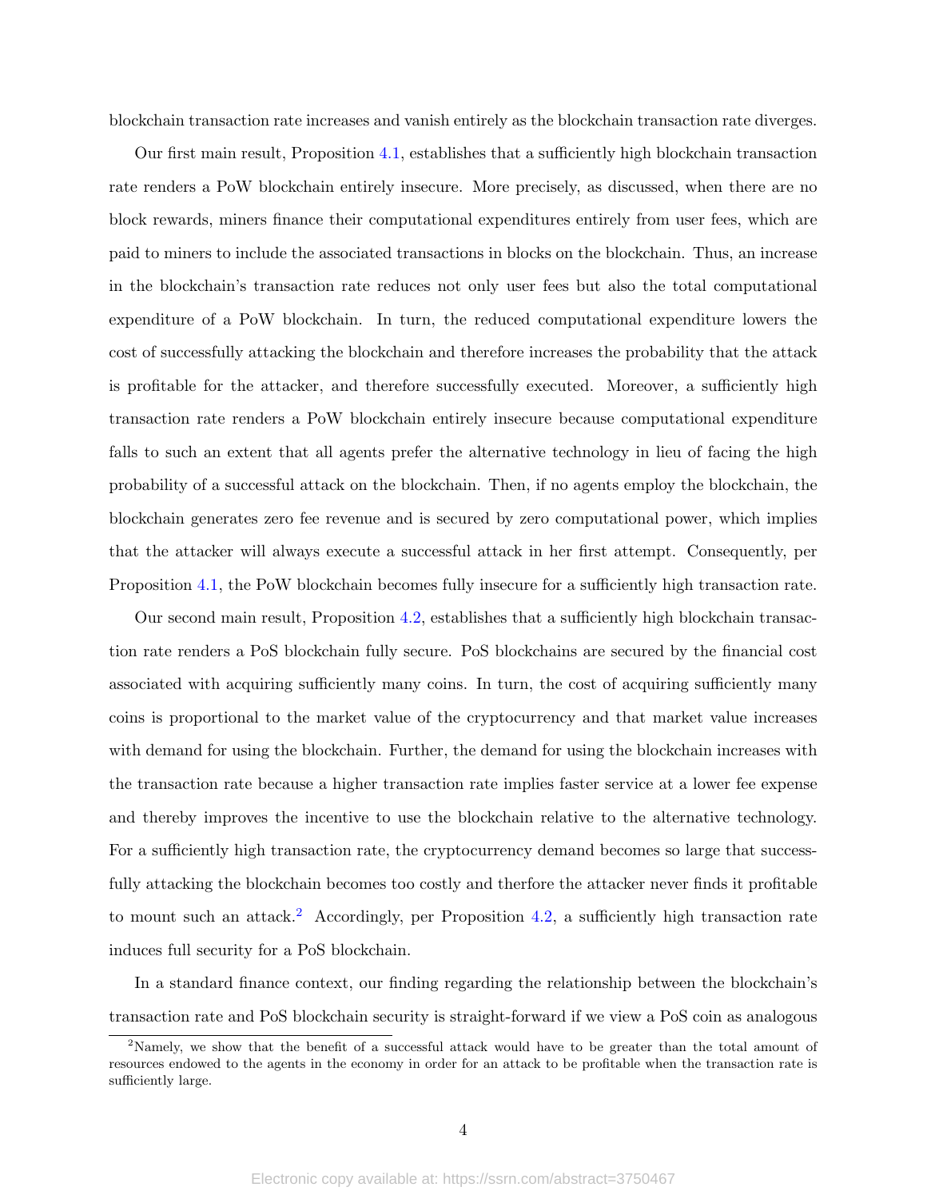blockchain transaction rate increases and vanish entirely as the blockchain transaction rate diverges.

Our first main result, Proposition 4.1, establishes that a sufficiently high blockchain transaction rate renders a PoW blockchain entirely insecure. More precisely, as discussed, when there are no block rewards, miners finance their computational expenditures entirely from user fees, which are paid to miners to include the associated transactions in blocks on the blockchain. Thus, an increase in the blockchain's transaction rate reduces not only user fees but also the total computational expenditure of a PoW blockchain. In turn, the reduced computational expenditure lowers the cost of successfully attacking the blockchain and therefore increases the probability that the attack is profitable for the attacker, and therefore successfully executed. Moreover, a sufficiently high transaction rate renders a PoW blockchain entirely insecure because computational expenditure falls to such an extent that all agents prefer the alternative technology in lieu of facing the high probability of a successful attack on the blockchain. Then, if no agents employ the blockchain, the blockchain generates zero fee revenue and is secured by zero computational power, which implies that the attacker will always execute a successful attack in her first attempt. Consequently, per Proposition 4.1, the PoW blockchain becomes fully insecure for a sufficiently high transaction rate.

Our second main result, Proposition 4.2, establishes that a sufficiently high blockchain transaction rate renders a PoS blockchain fully secure. PoS blockchains are secured by the financial cost associated with acquiring sufficiently many coins. In turn, the cost of acquiring sufficiently many coins is proportional to the market value of the cryptocurrency and that market value increases with demand for using the blockchain. Further, the demand for using the blockchain increases with the transaction rate because a higher transaction rate implies faster service at a lower fee expense and thereby improves the incentive to use the blockchain relative to the alternative technology. For a sufficiently high transaction rate, the cryptocurrency demand becomes so large that successfully attacking the blockchain becomes too costly and therfore the attacker never finds it profitable to mount such an attack.[2] Accordingly, per Proposition 4.2, a sufficiently high transaction rate induces full security for a PoS blockchain.

In a standard finance context, our finding regarding the relationship between the blockchain's transaction rate and PoS blockchain security is straight-forward if we view a PoS coin as analogous

[2] Namely, we show that the benefit of a successful attack would have to be greater than the total amount of resources endowed to the agents in the economy in order for an attack to be profitable when the transaction rate is sufficiently large.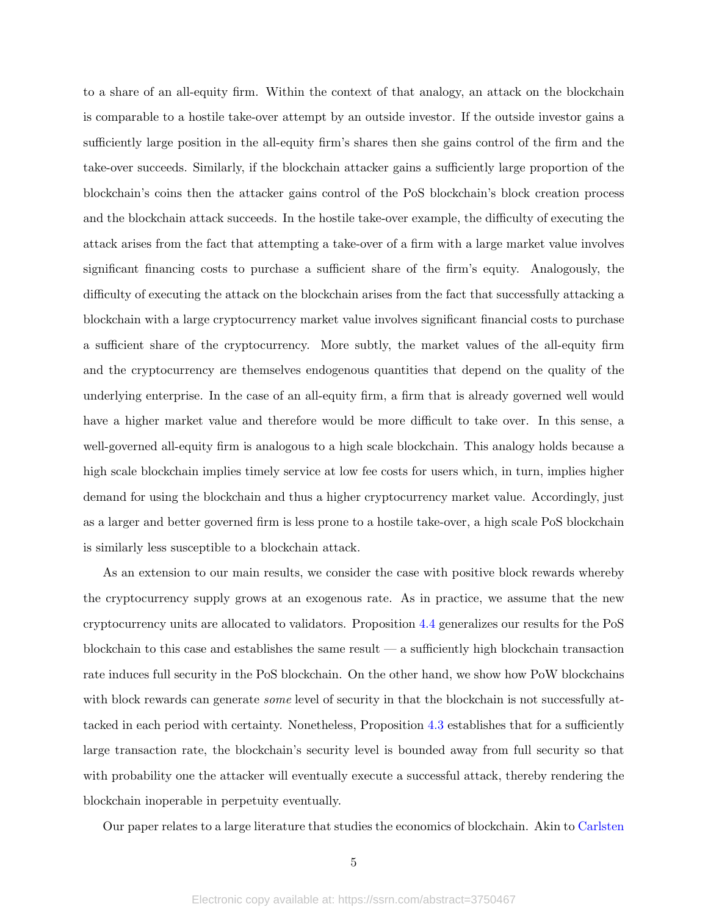to a share of an all-equity firm. Within the context of that analogy, an attack on the blockchain is comparable to a hostile take-over attempt by an outside investor. If the outside investor gains a sufficiently large position in the all-equity firm's shares then she gains control of the firm and the take-over succeeds. Similarly, if the blockchain attacker gains a sufficiently large proportion of the blockchain's coins then the attacker gains control of the PoS blockchain's block creation process and the blockchain attack succeeds. In the hostile take-over example, the difficulty of executing the attack arises from the fact that attempting a take-over of a firm with a large market value involves significant financing costs to purchase a sufficient share of the firm's equity. Analogously, the difficulty of executing the attack on the blockchain arises from the fact that successfully attacking a blockchain with a large cryptocurrency market value involves significant financial costs to purchase a sufficient share of the cryptocurrency. More subtly, the market values of the all-equity firm and the cryptocurrency are themselves endogenous quantities that depend on the quality of the underlying enterprise. In the case of an all-equity firm, a firm that is already governed well would have a higher market value and therefore would be more difficult to take over. In this sense, a well-governed all-equity firm is analogous to a high scale blockchain. This analogy holds because a high scale blockchain implies timely service at low fee costs for users which, in turn, implies higher demand for using the blockchain and thus a higher cryptocurrency market value. Accordingly, just as a larger and better governed firm is less prone to a hostile take-over, a high scale PoS blockchain is similarly less susceptible to a blockchain attack.

As an extension to our main results, we consider the case with positive block rewards whereby the cryptocurrency supply grows at an exogenous rate. As in practice, we assume that the new cryptocurrency units are allocated to validators. Proposition 4.4 generalizes our results for the PoS blockchain to this case and establishes the same result — a sufficiently high blockchain transaction rate induces full security in the PoS blockchain. On the other hand, we show how PoW blockchains with block rewards can generate *some* level of security in that the blockchain is not successfully attacked in each period with certainty. Nonetheless, Proposition 4.3 establishes that for a sufficiently large transaction rate, the blockchain's security level is bounded away from full security so that with probability one the attacker will eventually execute a successful attack, thereby rendering the blockchain inoperable in perpetuity eventually.

Our paper relates to a large literature that studies the economics of blockchain. Akin to Carlsten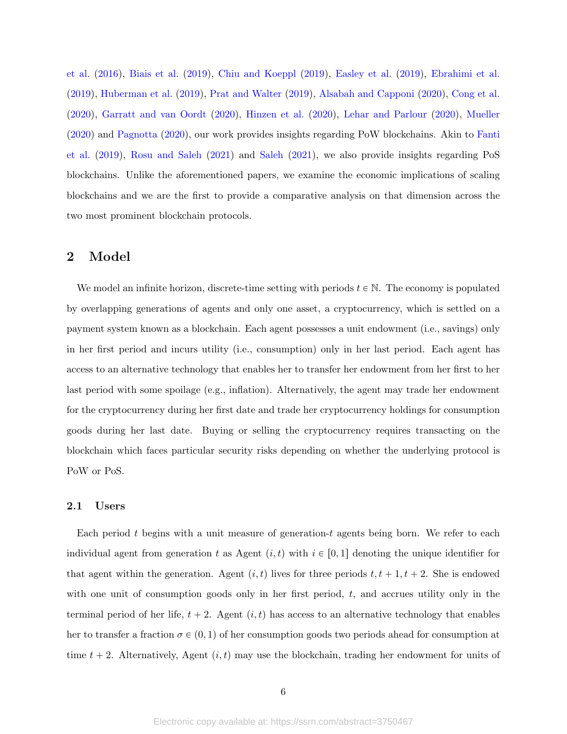et al. (2016), Biais et al. (2019), Chiu and Koeppl (2019), Easley et al. (2019), Ebrahimi et al. (2019), Huberman et al. (2019), Prat and Walter (2019), Alsabah and Capponi (2020), Cong et al. (2020), Garratt and van Oordt (2020), Hinzen et al. (2020), Lehar and Parlour (2020), Mueller (2020) and Pagnotta (2020), our work provides insights regarding PoW blockchains. Akin to Fanti et al. (2019), Rosu and Saleh (2021) and Saleh (2021), we also provide insights regarding PoS blockchains. Unlike the aforementioned papers, we examine the economic implications of scaling blockchains and we are the first to provide a comparative analysis on that dimension across the two most prominent blockchain protocols.

## 2 Model

We model an infinite horizon, discrete-time setting with periods $t \in \mathbb{N}$. The economy is populated by overlapping generations of agents and only one asset, a cryptocurrency, which is settled on a payment system known as a blockchain. Each agent possesses a unit endowment (i.e., savings) only in her first period and incurs utility (i.e., consumption) only in her last period. Each agent has access to an alternative technology that enables her to transfer her endowment from her first to her last period with some spoilage (e.g., inflation). Alternatively, the agent may trade her endowment for the cryptocurrency during her first date and trade her cryptocurrency holdings for consumption goods during her last date. Buying or selling the cryptocurrency requires transacting on the blockchain which faces particular security risks depending on whether the underlying protocol is PoW or PoS.

### 2.1 Users

Each period $t$ begins with a unit measure of generation-$t$ agents being born. We refer to each individual agent from generation $t$ as Agent $(i, t)$ with $i \in [0, 1]$ denoting the unique identifier for that agent within the generation. Agent $(i, t)$ lives for three periods $t, t + 1, t + 2$. She is endowed with one unit of consumption goods only in her first period, $t$, and accrues utility only in the terminal period of her life, $t + 2$. Agent $(i, t)$ has access to an alternative technology that enables her to transfer a fraction $\sigma \in (0, 1)$ of her consumption goods two periods ahead for consumption at time $t + 2$. Alternatively, Agent $(i, t)$ may use the blockchain, trading her endowment for units of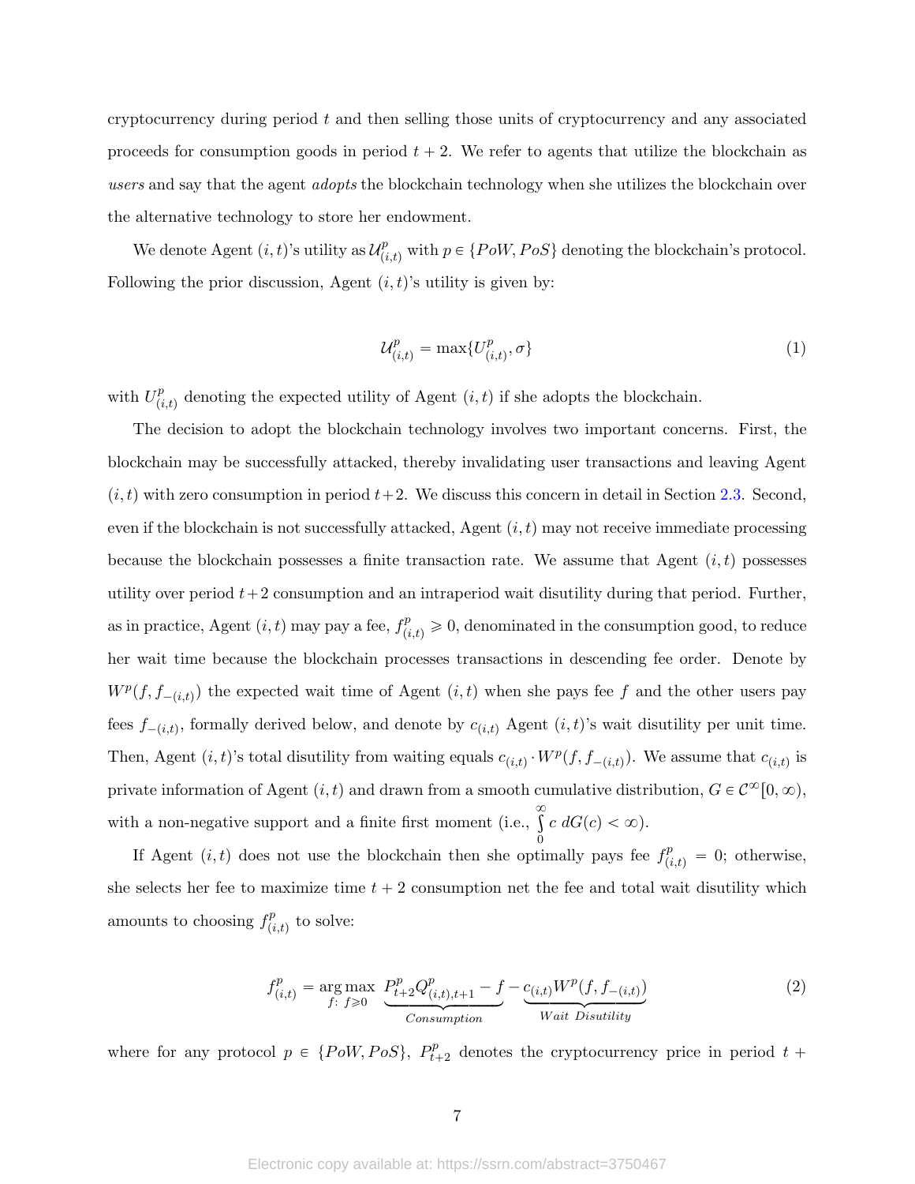cryptocurrency during period $t$ and then selling those units of cryptocurrency and any associated proceeds for consumption goods in period $t + 2$. We refer to agents that utilize the blockchain as *users* and say that the agent *adopts* the blockchain technology when she utilizes the blockchain over the alternative technology to store her endowment.

We denote Agent $(i, t)$'s utility as $\mathcal{U}^p_{(i,t)}$ with $p \in \{PoW, PoS\}$ denoting the blockchain's protocol. Following the prior discussion, Agent $(i, t)$'s utility is given by:

$$\mathcal{U}^p_{(i,t)} = \max\{U^p_{(i,t)}, \sigma\} \tag{1}$$

with $U^p_{(i,t)}$ denoting the expected utility of Agent $(i, t)$ if she adopts the blockchain.

The decision to adopt the blockchain technology involves two important concerns. First, the blockchain may be successfully attacked, thereby invalidating user transactions and leaving Agent $(i, t)$ with zero consumption in period $t+2$. We discuss this concern in detail in Section 2.3. Second, even if the blockchain is not successfully attacked, Agent $(i, t)$ may not receive immediate processing because the blockchain possesses a finite transaction rate. We assume that Agent $(i, t)$ possesses utility over period $t+2$ consumption and an intraperiod wait disutility during that period. Further, as in practice, Agent $(i, t)$ may pay a fee, $f^p_{(i,t)} \geqslant 0$, denominated in the consumption good, to reduce her wait time because the blockchain processes transactions in descending fee order. Denote by $W^p(f, f_{-(i,t)})$ the expected wait time of Agent $(i, t)$ when she pays fee $f$ and the other users pay fees $f_{-(i,t)}$, formally derived below, and denote by $c_{(i,t)}$ Agent $(i, t)$'s wait disutility per unit time. Then, Agent $(i, t)$'s total disutility from waiting equals $c_{(i,t)} \cdot W^p(f, f_{-(i,t)})$. We assume that $c_{(i,t)}$ is private information of Agent $(i, t)$ and drawn from a smooth cumulative distribution, $G \in \mathcal{C}^\infty[0, \infty)$, with a non-negative support and a finite first moment (i.e., $\int_0^\infty c \; dG(c) < \infty$).

If Agent $(i, t)$ does not use the blockchain then she optimally pays fee $f^p_{(i,t)} = 0$; otherwise, she selects her fee to maximize time $t + 2$ consumption net the fee and total wait disutility which amounts to choosing $f^p_{(i,t)}$ to solve:

$$f^p_{(i,t)} = \underset{f:\ f \geqslant 0}{\arg\max}\ \underbrace{P^p_{t+2} Q^p_{(i,t),t+1} - f}_{Consumption} - \underbrace{c_{(i,t)} W^p(f, f_{-(i,t)})}_{Wait\ Disutility} \tag{2}$$

where for any protocol $p \in \{PoW, PoS\}$, $P^p_{t+2}$ denotes the cryptocurrency price in period $t +$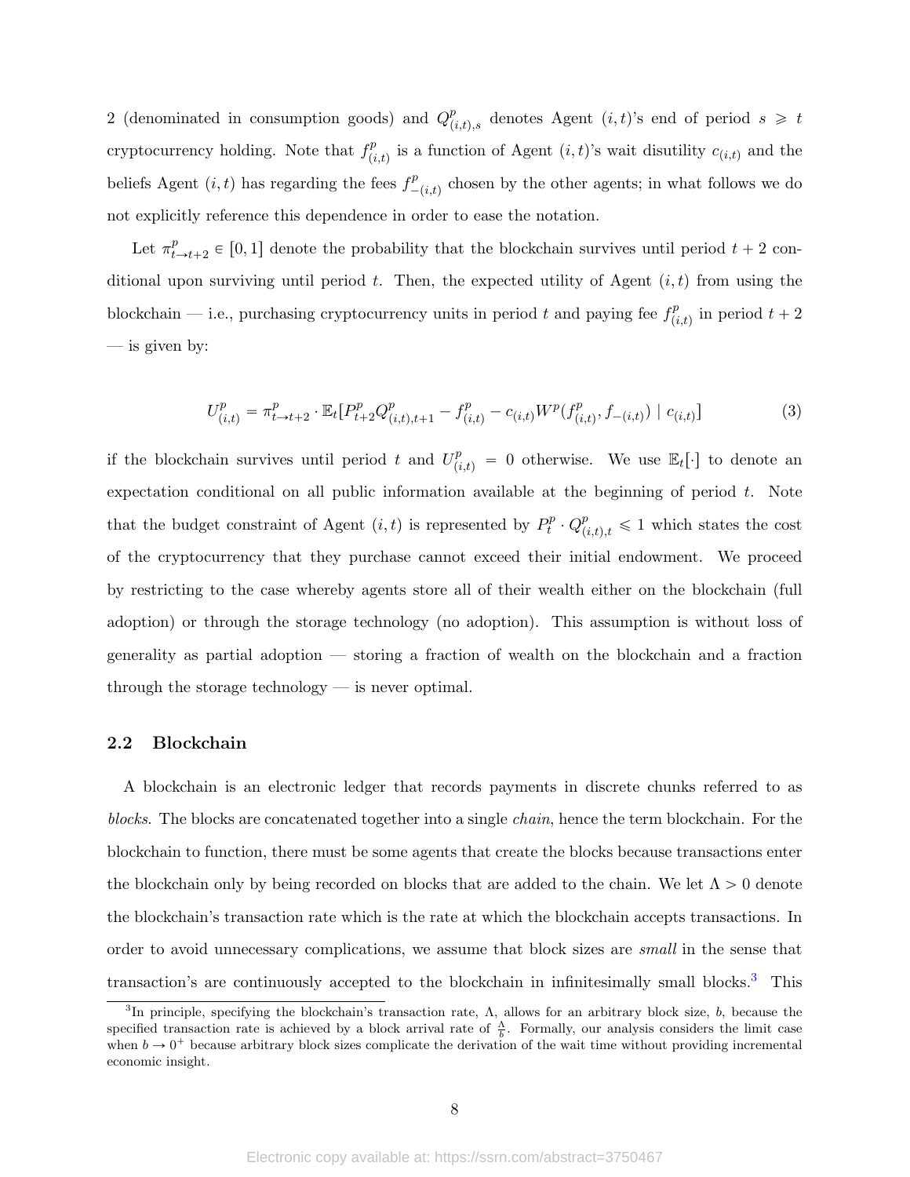2 (denominated in consumption goods) and $Q^p_{(i,t),s}$ denotes Agent $(i,t)$'s end of period $s \geqslant t$ cryptocurrency holding. Note that $f^p_{(i,t)}$ is a function of Agent $(i,t)$'s wait disutility $c_{(i,t)}$ and the beliefs Agent $(i,t)$ has regarding the fees $f^p_{-(i,t)}$ chosen by the other agents; in what follows we do not explicitly reference this dependence in order to ease the notation.

Let $\pi^p_{t\to t+2} \in [0,1]$ denote the probability that the blockchain survives until period $t+2$ conditional upon surviving until period $t$. Then, the expected utility of Agent $(i,t)$ from using the blockchain — i.e., purchasing cryptocurrency units in period $t$ and paying fee $f^p_{(i,t)}$ in period $t+2$ — is given by:

$$U^p_{(i,t)} = \pi^p_{t\to t+2} \cdot \mathbb{E}_t[P^p_{t+2} Q^p_{(i,t),t+1} - f^p_{(i,t)} - c_{(i,t)} W^p(f^p_{(i,t)}, f_{-(i,t)}) \mid c_{(i,t)}] \tag{3}$$

if the blockchain survives until period $t$ and $U^p_{(i,t)} = 0$ otherwise. We use $\mathbb{E}_t[\cdot]$ to denote an expectation conditional on all public information available at the beginning of period $t$. Note that the budget constraint of Agent $(i,t)$ is represented by $P^p_t \cdot Q^p_{(i,t),t} \leqslant 1$ which states the cost of the cryptocurrency that they purchase cannot exceed their initial endowment. We proceed by restricting to the case whereby agents store all of their wealth either on the blockchain (full adoption) or through the storage technology (no adoption). This assumption is without loss of generality as partial adoption — storing a fraction of wealth on the blockchain and a fraction through the storage technology — is never optimal.

## 2.2 Blockchain

A blockchain is an electronic ledger that records payments in discrete chunks referred to as *blocks.* The blocks are concatenated together into a single *chain*, hence the term blockchain. For the blockchain to function, there must be some agents that create the blocks because transactions enter the blockchain only by being recorded on blocks that are added to the chain. We let $\Lambda > 0$ denote the blockchain's transaction rate which is the rate at which the blockchain accepts transactions. In order to avoid unnecessary complications, we assume that block sizes are *small* in the sense that transaction's are continuously accepted to the blockchain in infinitesimally small blocks.[3] This

[3] In principle, specifying the blockchain's transaction rate, $\Lambda$, allows for an arbitrary block size, $b$, because the specified transaction rate is achieved by a block arrival rate of $\frac{\Lambda}{b}$. Formally, our analysis considers the limit case when $b \to 0^+$ because arbitrary block sizes complicate the derivation of the wait time without providing incremental economic insight.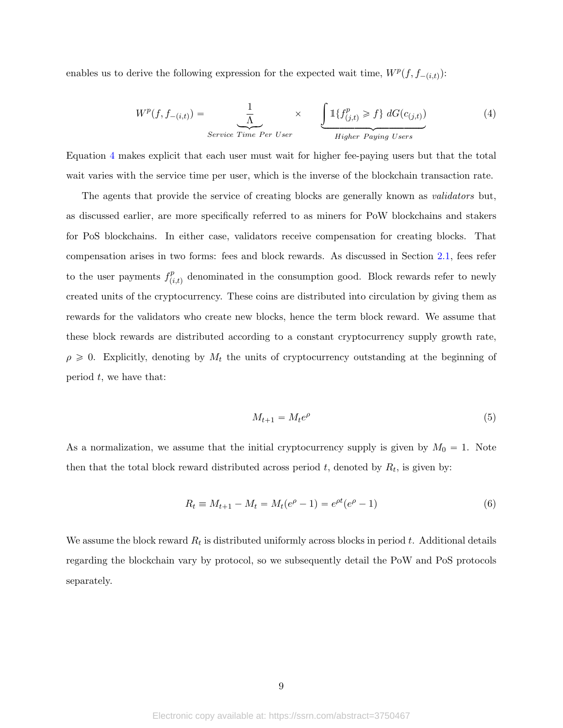enables us to derive the following expression for the expected wait time, $W^p(f, f_{-(i,t)})$:

$$W^p(f, f_{-(i,t)}) = \underbrace{\frac{1}{\Lambda}}_{\textit{Service Time Per User}} \times \underbrace{\int \mathbb{1}\{f^p_{(j,t)} \geqslant f\} \, dG(c_{(j,t)})}_{\textit{Higher Paying Users}} \tag{4}$$

Equation 4 makes explicit that each user must wait for higher fee-paying users but that the total wait varies with the service time per user, which is the inverse of the blockchain transaction rate.

The agents that provide the service of creating blocks are generally known as *validators* but, as discussed earlier, are more specifically referred to as miners for PoW blockchains and stakers for PoS blockchains. In either case, validators receive compensation for creating blocks. That compensation arises in two forms: fees and block rewards. As discussed in Section 2.1, fees refer to the user payments $f^p_{(i,t)}$ denominated in the consumption good. Block rewards refer to newly created units of the cryptocurrency. These coins are distributed into circulation by giving them as rewards for the validators who create new blocks, hence the term block reward. We assume that these block rewards are distributed according to a constant cryptocurrency supply growth rate, $\rho \geqslant 0$. Explicitly, denoting by $M_t$ the units of cryptocurrency outstanding at the beginning of period $t$, we have that:

$$M_{t+1} = M_t e^{\rho} \tag{5}$$

As a normalization, we assume that the initial cryptocurrency supply is given by $M_0 = 1$. Note then that the total block reward distributed across period $t$, denoted by $R_t$, is given by:

$$R_t \equiv M_{t+1} - M_t = M_t(e^{\rho} - 1) = e^{\rho t}(e^{\rho} - 1) \tag{6}$$

We assume the block reward $R_t$ is distributed uniformly across blocks in period $t$. Additional details regarding the blockchain vary by protocol, so we subsequently detail the PoW and PoS protocols separately.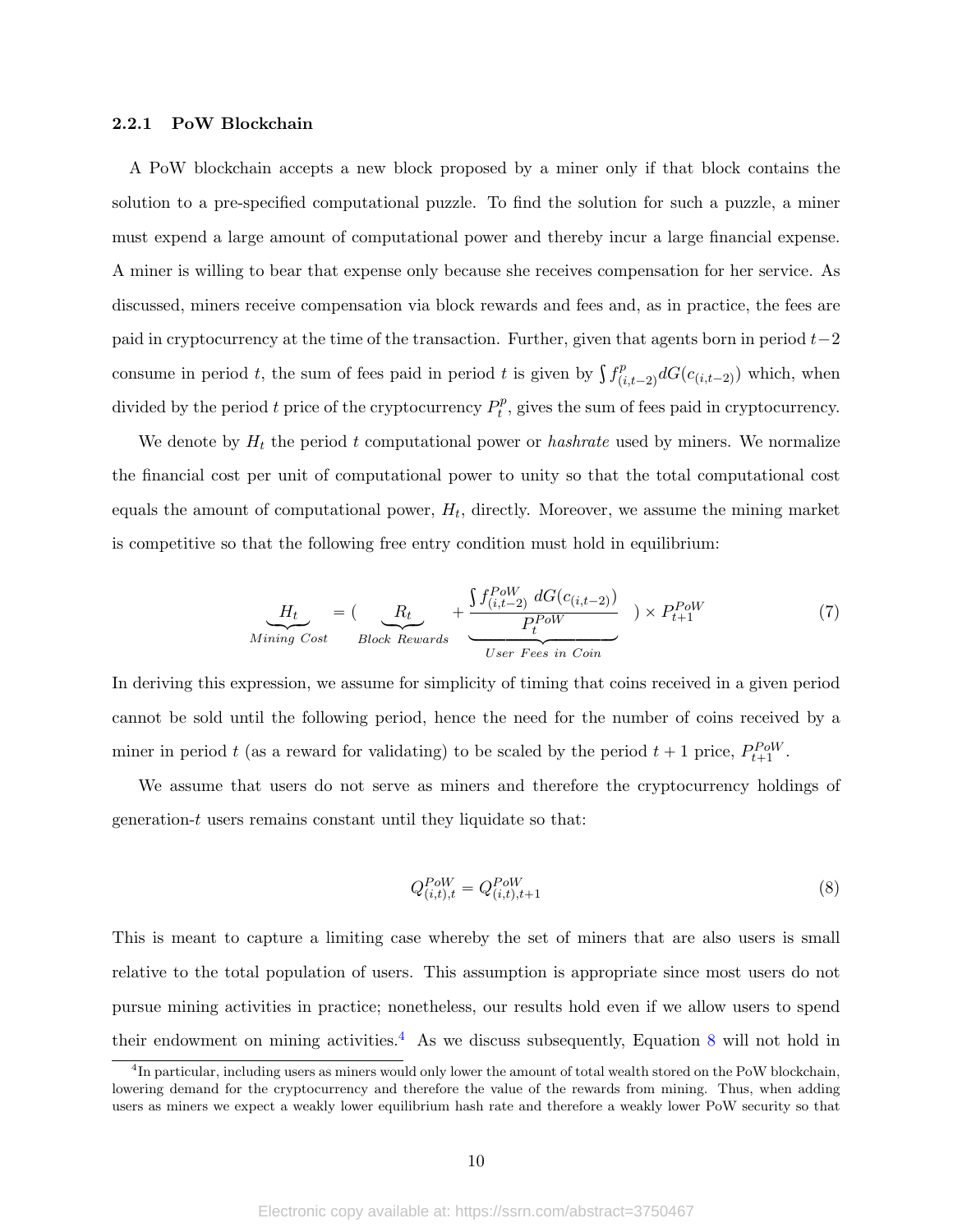### 2.2.1 PoW Blockchain

A PoW blockchain accepts a new block proposed by a miner only if that block contains the solution to a pre-specified computational puzzle. To find the solution for such a puzzle, a miner must expend a large amount of computational power and thereby incur a large financial expense. A miner is willing to bear that expense only because she receives compensation for her service. As discussed, miners receive compensation via block rewards and fees and, as in practice, the fees are paid in cryptocurrency at the time of the transaction. Further, given that agents born in period $t-2$ consume in period $t$, the sum of fees paid in period $t$ is given by $\int f^p_{(i,t-2)} dG(c_{(i,t-2)})$ which, when divided by the period $t$ price of the cryptocurrency $P^p_t$, gives the sum of fees paid in cryptocurrency.

We denote by $H_t$ the period $t$ computational power or *hashrate* used by miners. We normalize the financial cost per unit of computational power to unity so that the total computational cost equals the amount of computational power, $H_t$, directly. Moreover, we assume the mining market is competitive so that the following free entry condition must hold in equilibrium:

$$\underbrace{H_t}_{Mining\ Cost} = ( \underbrace{R_t}_{Block\ Rewards} + \underbrace{\frac{\int f^{PoW}_{(i,t-2)}\ dG(c_{(i,t-2)})}{P^{PoW}_t}}_{User\ Fees\ in\ Coin} ) \times P^{PoW}_{t+1} \tag{7}$$

In deriving this expression, we assume for simplicity of timing that coins received in a given period cannot be sold until the following period, hence the need for the number of coins received by a miner in period $t$ (as a reward for validating) to be scaled by the period $t+1$ price, $P^{PoW}_{t+1}$.

We assume that users do not serve as miners and therefore the cryptocurrency holdings of generation-$t$ users remains constant until they liquidate so that:

$$Q^{PoW}_{(i,t),t} = Q^{PoW}_{(i,t),t+1} \tag{8}$$

This is meant to capture a limiting case whereby the set of miners that are also users is small relative to the total population of users. This assumption is appropriate since most users do not pursue mining activities in practice; nonetheless, our results hold even if we allow users to spend their endowment on mining activities.[4] As we discuss subsequently, Equation 8 will not hold in

[4] In particular, including users as miners would only lower the amount of total wealth stored on the PoW blockchain, lowering demand for the cryptocurrency and therefore the value of the rewards from mining. Thus, when adding users as miners we expect a weakly lower equilibrium hash rate and therefore a weakly lower PoW security so that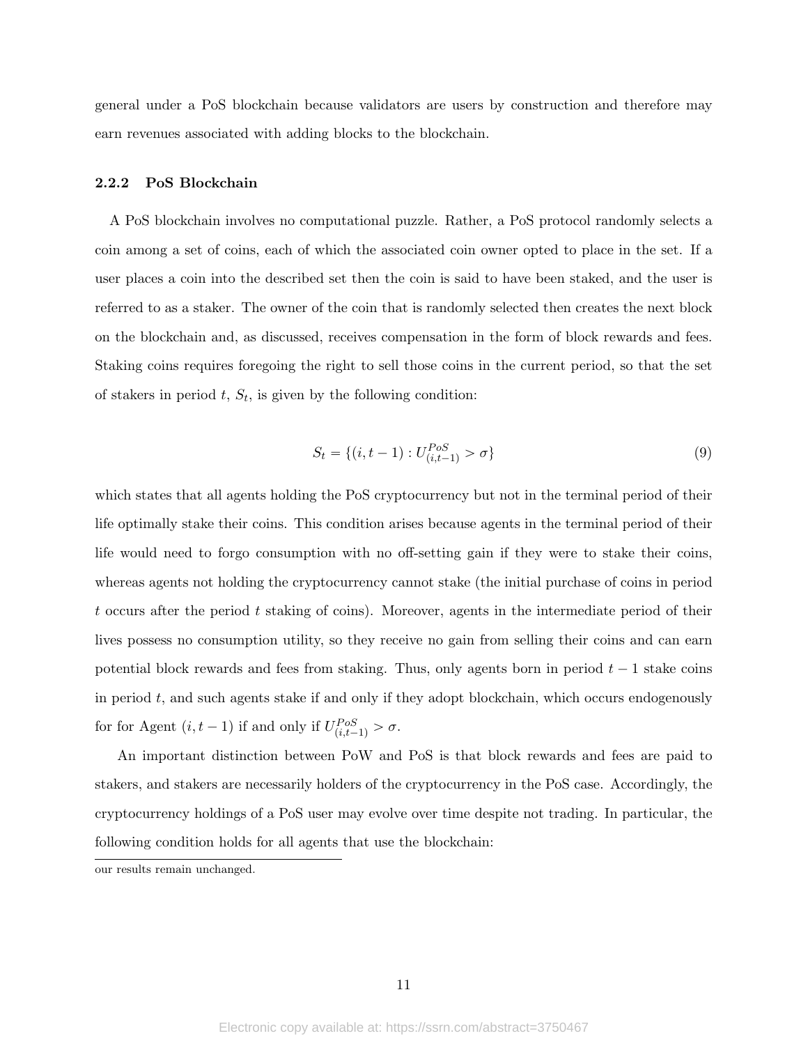general under a PoS blockchain because validators are users by construction and therefore may earn revenues associated with adding blocks to the blockchain.

### 2.2.2 PoS Blockchain

A PoS blockchain involves no computational puzzle. Rather, a PoS protocol randomly selects a coin among a set of coins, each of which the associated coin owner opted to place in the set. If a user places a coin into the described set then the coin is said to have been staked, and the user is referred to as a staker. The owner of the coin that is randomly selected then creates the next block on the blockchain and, as discussed, receives compensation in the form of block rewards and fees. Staking coins requires foregoing the right to sell those coins in the current period, so that the set of stakers in period $t$, $S_t$, is given by the following condition:

$$S_t = \{(i, t-1) : U^{PoS}_{(i,t-1)} > \sigma\} \tag{9}$$

which states that all agents holding the PoS cryptocurrency but not in the terminal period of their life optimally stake their coins. This condition arises because agents in the terminal period of their life would need to forgo consumption with no off-setting gain if they were to stake their coins, whereas agents not holding the cryptocurrency cannot stake (the initial purchase of coins in period $t$ occurs after the period $t$ staking of coins). Moreover, agents in the intermediate period of their lives possess no consumption utility, so they receive no gain from selling their coins and can earn potential block rewards and fees from staking. Thus, only agents born in period $t-1$ stake coins in period $t$, and such agents stake if and only if they adopt blockchain, which occurs endogenously for for Agent $(i, t-1)$ if and only if $U^{PoS}_{(i,t-1)} > \sigma$.

An important distinction between PoW and PoS is that block rewards and fees are paid to stakers, and stakers are necessarily holders of the cryptocurrency in the PoS case. Accordingly, the cryptocurrency holdings of a PoS user may evolve over time despite not trading. In particular, the following condition holds for all agents that use the blockchain:

our results remain unchanged.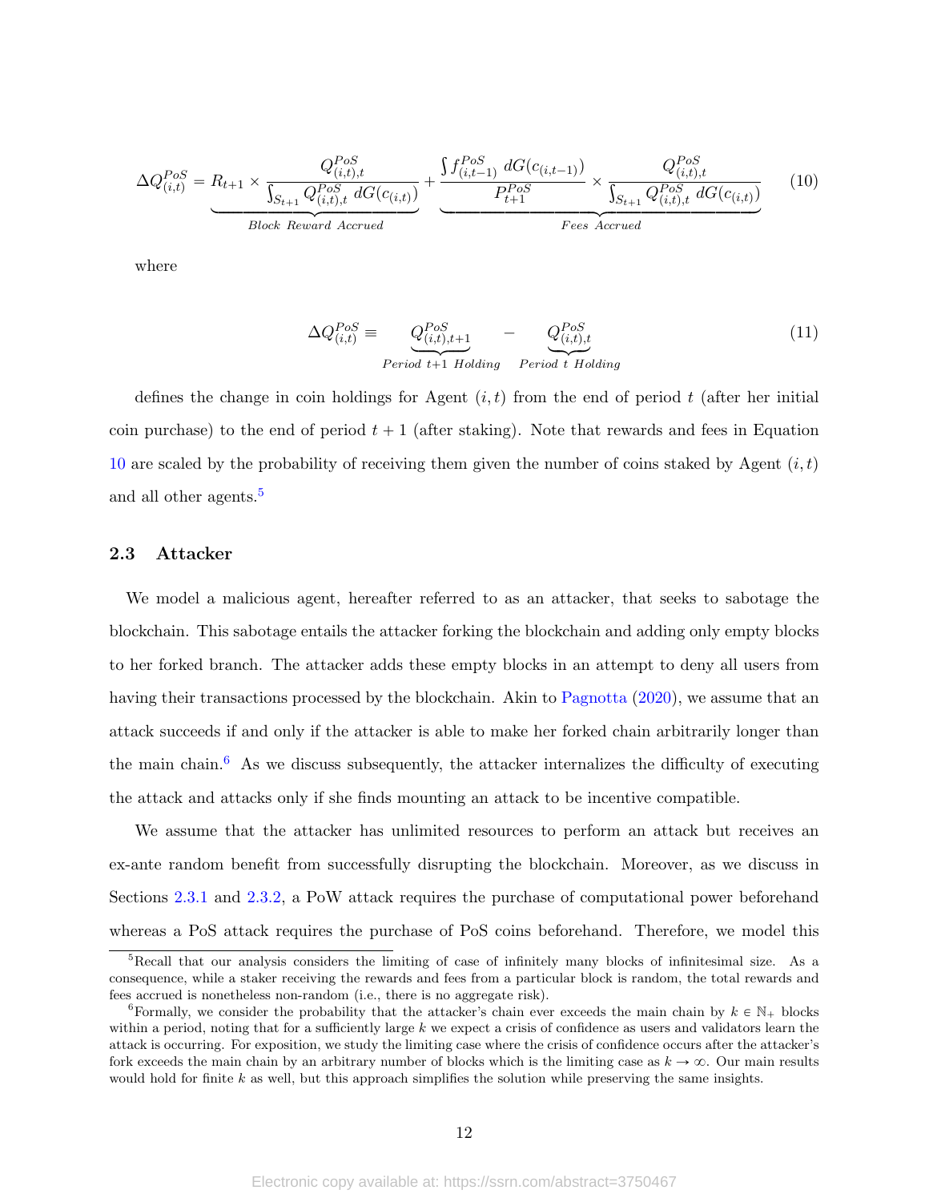$$\Delta Q^{PoS}_{(i,t)} = \underbrace{R_{t+1} \times \frac{Q^{PoS}_{(i,t),t}}{\int_{S_{t+1}} Q^{PoS}_{(i,t),t} \, dG(c_{(i,t)})}}_{\text{Block Reward Accrued}} + \underbrace{\frac{\int f^{PoS}_{(i,t-1)} \, dG(c_{(i,t-1)})}{P^{PoS}_{t+1}} \times \frac{Q^{PoS}_{(i,t),t}}{\int_{S_{t+1}} Q^{PoS}_{(i,t),t} \, dG(c_{(i,t)})}}_{\text{Fees Accrued}} \tag{10}$$

where

$$\Delta Q^{PoS}_{(i,t)} \equiv \underbrace{Q^{PoS}_{(i,t),t+1}}_{\text{Period } t+1 \text{ Holding}} - \underbrace{Q^{PoS}_{(i,t),t}}_{\text{Period } t \text{ Holding}} \tag{11}$$

defines the change in coin holdings for Agent $(i, t)$ from the end of period $t$ (after her initial coin purchase) to the end of period $t + 1$ (after staking). Note that rewards and fees in Equation 10 are scaled by the probability of receiving them given the number of coins staked by Agent $(i, t)$ and all other agents.[5]

### 2.3 Attacker

We model a malicious agent, hereafter referred to as an attacker, that seeks to sabotage the blockchain. This sabotage entails the attacker forking the blockchain and adding only empty blocks to her forked branch. The attacker adds these empty blocks in an attempt to deny all users from having their transactions processed by the blockchain. Akin to Pagnotta (2020), we assume that an attack succeeds if and only if the attacker is able to make her forked chain arbitrarily longer than the main chain.[6] As we discuss subsequently, the attacker internalizes the difficulty of executing the attack and attacks only if she finds mounting an attack to be incentive compatible.

We assume that the attacker has unlimited resources to perform an attack but receives an ex-ante random benefit from successfully disrupting the blockchain. Moreover, as we discuss in Sections 2.3.1 and 2.3.2, a PoW attack requires the purchase of computational power beforehand whereas a PoS attack requires the purchase of PoS coins beforehand. Therefore, we model this

---

[5] Recall that our analysis considers the limiting of case of infinitely many blocks of infinitesimal size. As a consequence, while a staker receiving the rewards and fees from a particular block is random, the total rewards and fees accrued is nonetheless non-random (i.e., there is no aggregate risk).

[6] Formally, we consider the probability that the attacker's chain ever exceeds the main chain by $k \in \mathbb{N}_+$ blocks within a period, noting that for a sufficiently large $k$ we expect a crisis of confidence as users and validators learn the attack is occurring. For exposition, we study the limiting case where the crisis of confidence occurs after the attacker's fork exceeds the main chain by an arbitrary number of blocks which is the limiting case as $k \to \infty$. Our main results would hold for finite $k$ as well, but this approach simplifies the solution while preserving the same insights.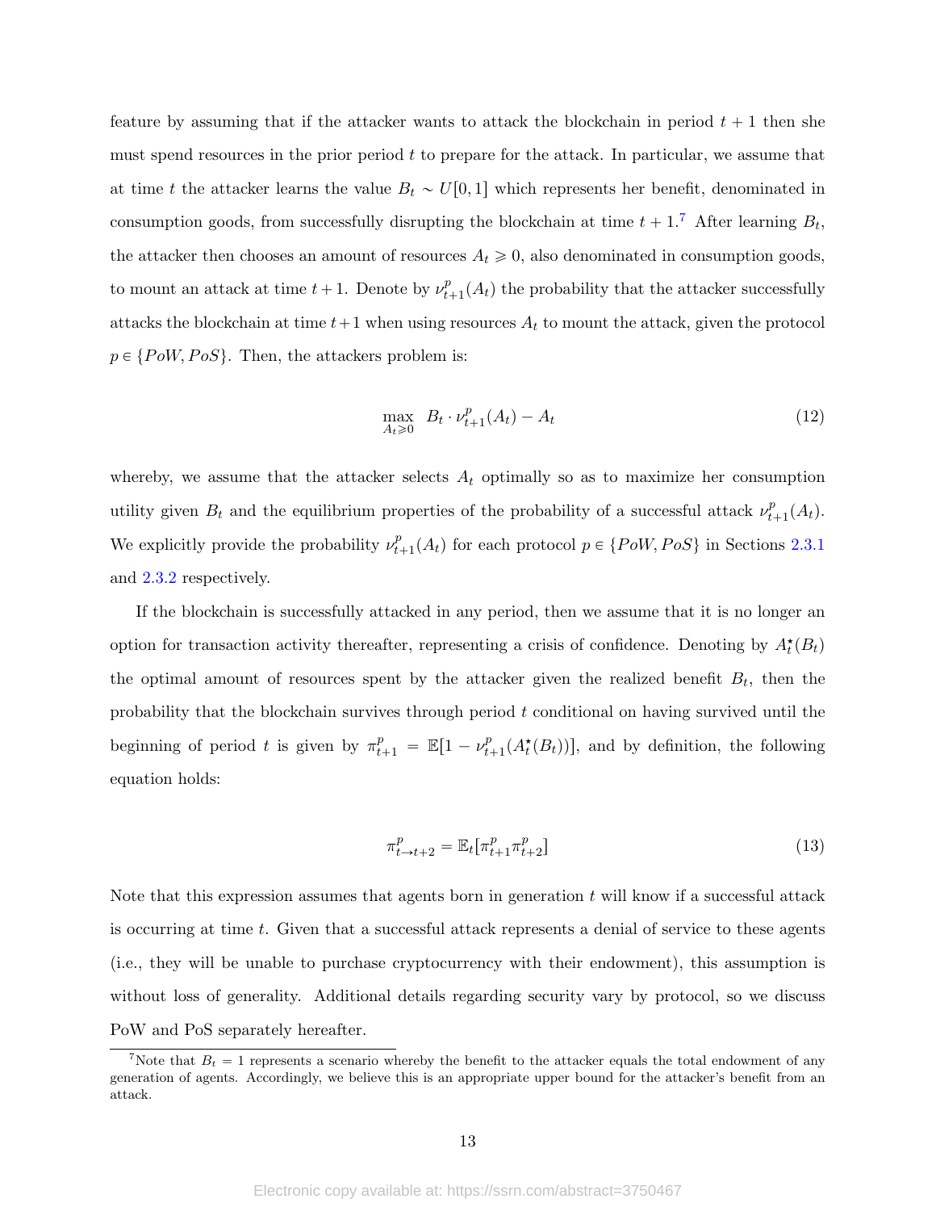feature by assuming that if the attacker wants to attack the blockchain in period $t+1$ then she must spend resources in the prior period $t$ to prepare for the attack. In particular, we assume that at time $t$ the attacker learns the value $B_t \sim U[0,1]$ which represents her benefit, denominated in consumption goods, from successfully disrupting the blockchain at time $t+1$.[7] After learning $B_t$, the attacker then chooses an amount of resources $A_t \geqslant 0$, also denominated in consumption goods, to mount an attack at time $t+1$. Denote by $\nu^p_{t+1}(A_t)$ the probability that the attacker successfully attacks the blockchain at time $t+1$ when using resources $A_t$ to mount the attack, given the protocol $p \in \{PoW, PoS\}$. Then, the attackers problem is:

$$\max_{A_t \geqslant 0} \; B_t \cdot \nu^p_{t+1}(A_t) - A_t \tag{12}$$

whereby, we assume that the attacker selects $A_t$ optimally so as to maximize her consumption utility given $B_t$ and the equilibrium properties of the probability of a successful attack $\nu^p_{t+1}(A_t)$. We explicitly provide the probability $\nu^p_{t+1}(A_t)$ for each protocol $p \in \{PoW, PoS\}$ in Sections 2.3.1 and 2.3.2 respectively.

If the blockchain is successfully attacked in any period, then we assume that it is no longer an option for transaction activity thereafter, representing a crisis of confidence. Denoting by $A^\star_t(B_t)$ the optimal amount of resources spent by the attacker given the realized benefit $B_t$, then the probability that the blockchain survives through period $t$ conditional on having survived until the beginning of period $t$ is given by $\pi^p_{t+1} = \mathbb{E}[1 - \nu^p_{t+1}(A^\star_t(B_t))]$, and by definition, the following equation holds:

$$\pi^p_{t \to t+2} = \mathbb{E}_t[\pi^p_{t+1}\pi^p_{t+2}] \tag{13}$$

Note that this expression assumes that agents born in generation $t$ will know if a successful attack is occurring at time $t$. Given that a successful attack represents a denial of service to these agents (i.e., they will be unable to purchase cryptocurrency with their endowment), this assumption is without loss of generality. Additional details regarding security vary by protocol, so we discuss PoW and PoS separately hereafter.

[7] Note that $B_t = 1$ represents a scenario whereby the benefit to the attacker equals the total endowment of any generation of agents. Accordingly, we believe this is an appropriate upper bound for the attacker's benefit from an attack.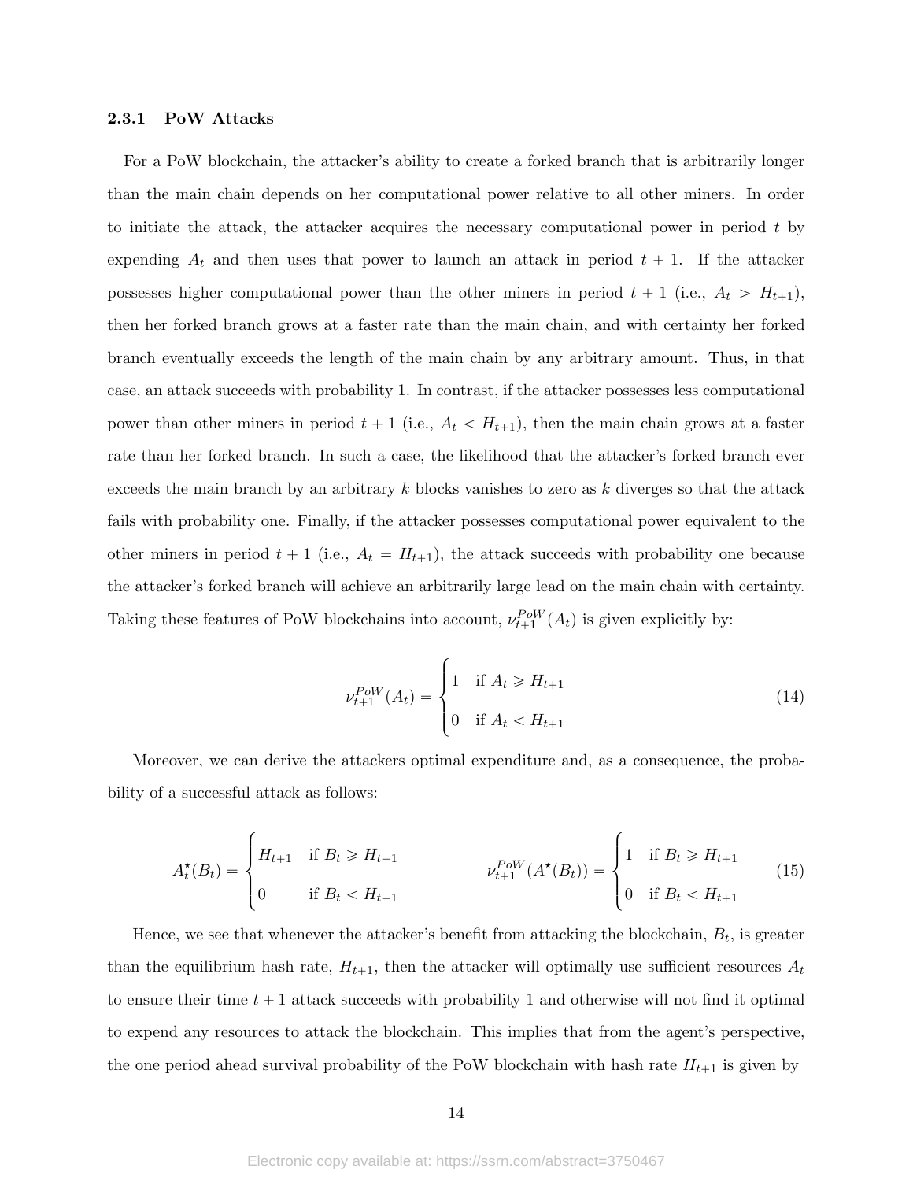### 2.3.1 PoW Attacks

For a PoW blockchain, the attacker's ability to create a forked branch that is arbitrarily longer than the main chain depends on her computational power relative to all other miners. In order to initiate the attack, the attacker acquires the necessary computational power in period $t$ by expending $A_t$ and then uses that power to launch an attack in period $t+1$. If the attacker possesses higher computational power than the other miners in period $t+1$ (i.e., $A_t > H_{t+1}$), then her forked branch grows at a faster rate than the main chain, and with certainty her forked branch eventually exceeds the length of the main chain by any arbitrary amount. Thus, in that case, an attack succeeds with probability 1. In contrast, if the attacker possesses less computational power than other miners in period $t+1$ (i.e., $A_t < H_{t+1}$), then the main chain grows at a faster rate than her forked branch. In such a case, the likelihood that the attacker's forked branch ever exceeds the main branch by an arbitrary $k$ blocks vanishes to zero as $k$ diverges so that the attack fails with probability one. Finally, if the attacker possesses computational power equivalent to the other miners in period $t+1$ (i.e., $A_t = H_{t+1}$), the attack succeeds with probability one because the attacker's forked branch will achieve an arbitrarily large lead on the main chain with certainty. Taking these features of PoW blockchains into account, $\nu_{t+1}^{PoW}(A_t)$ is given explicitly by:

$$\nu_{t+1}^{PoW}(A_t) = \begin{cases} 1 & \text{if } A_t \geqslant H_{t+1} \\ 0 & \text{if } A_t < H_{t+1} \end{cases} \tag{14}$$

Moreover, we can derive the attackers optimal expenditure and, as a consequence, the probability of a successful attack as follows:

$$A_t^\star(B_t) = \begin{cases} H_{t+1} & \text{if } B_t \geqslant H_{t+1} \\ 0 & \text{if } B_t < H_{t+1} \end{cases} \qquad \nu_{t+1}^{PoW}(A^\star(B_t)) = \begin{cases} 1 & \text{if } B_t \geqslant H_{t+1} \\ 0 & \text{if } B_t < H_{t+1} \end{cases} \tag{15}$$

Hence, we see that whenever the attacker's benefit from attacking the blockchain, $B_t$, is greater than the equilibrium hash rate, $H_{t+1}$, then the attacker will optimally use sufficient resources $A_t$ to ensure their time $t+1$ attack succeeds with probability 1 and otherwise will not find it optimal to expend any resources to attack the blockchain. This implies that from the agent's perspective, the one period ahead survival probability of the PoW blockchain with hash rate $H_{t+1}$ is given by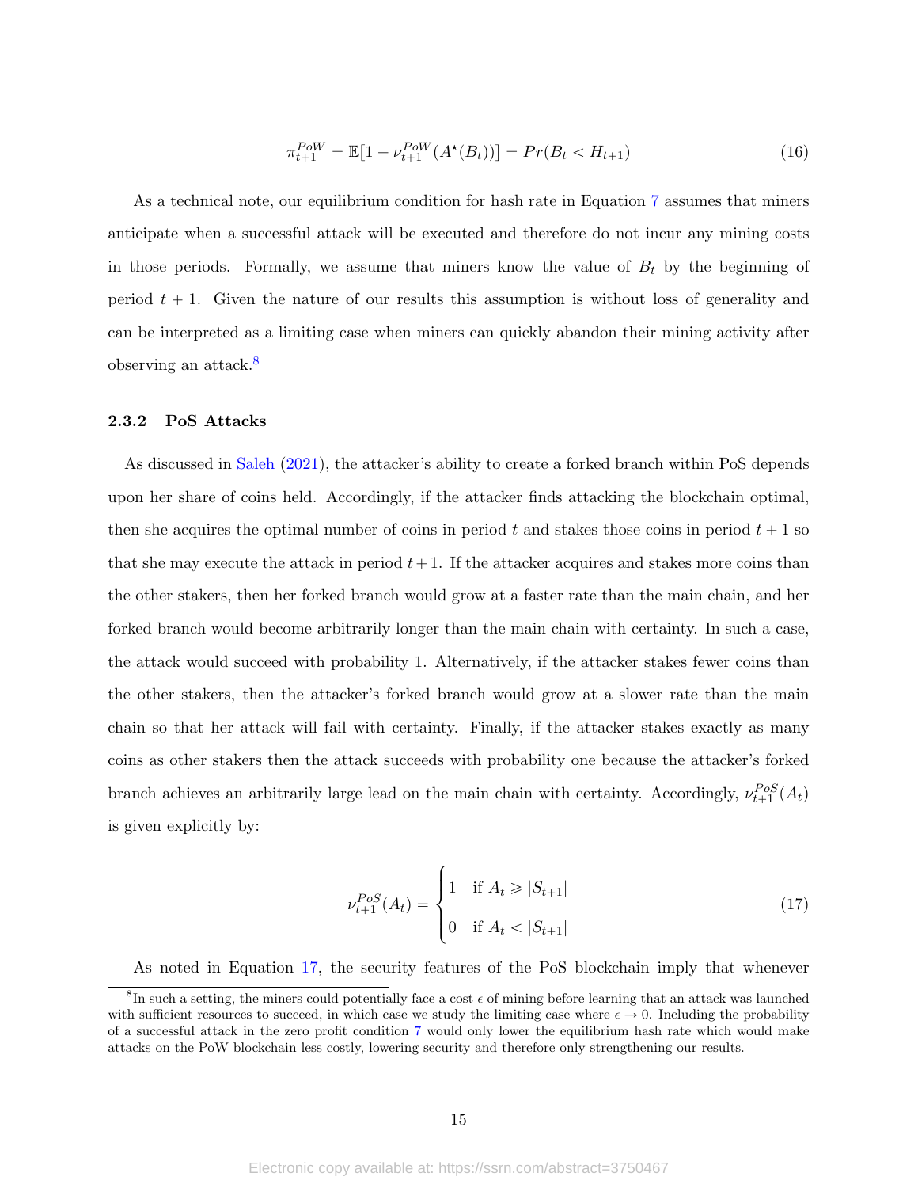$$\pi_{t+1}^{PoW} = \mathbb{E}[1 - \nu_{t+1}^{PoW}(A^{\star}(B_t))] = Pr(B_t < H_{t+1}) \tag{16}$$

As a technical note, our equilibrium condition for hash rate in Equation 7 assumes that miners anticipate when a successful attack will be executed and therefore do not incur any mining costs in those periods. Formally, we assume that miners know the value of $B_t$ by the beginning of period $t+1$. Given the nature of our results this assumption is without loss of generality and can be interpreted as a limiting case when miners can quickly abandon their mining activity after observing an attack.[8]

### 2.3.2 PoS Attacks

As discussed in Saleh (2021), the attacker's ability to create a forked branch within PoS depends upon her share of coins held. Accordingly, if the attacker finds attacking the blockchain optimal, then she acquires the optimal number of coins in period $t$ and stakes those coins in period $t+1$ so that she may execute the attack in period $t+1$. If the attacker acquires and stakes more coins than the other stakers, then her forked branch would grow at a faster rate than the main chain, and her forked branch would become arbitrarily longer than the main chain with certainty. In such a case, the attack would succeed with probability 1. Alternatively, if the attacker stakes fewer coins than the other stakers, then the attacker's forked branch would grow at a slower rate than the main chain so that her attack will fail with certainty. Finally, if the attacker stakes exactly as many coins as other stakers then the attack succeeds with probability one because the attacker's forked branch achieves an arbitrarily large lead on the main chain with certainty. Accordingly, $\nu_{t+1}^{PoS}(A_t)$ is given explicitly by:

$$\nu_{t+1}^{PoS}(A_t) = \begin{cases} 1 & \text{if } A_t \geqslant |S_{t+1}| \\ 0 & \text{if } A_t < |S_{t+1}| \end{cases} \tag{17}$$

As noted in Equation 17, the security features of the PoS blockchain imply that whenever

[8] In such a setting, the miners could potentially face a cost $\epsilon$ of mining before learning that an attack was launched with sufficient resources to succeed, in which case we study the limiting case where $\epsilon \to 0$. Including the probability of a successful attack in the zero profit condition 7 would only lower the equilibrium hash rate which would make attacks on the PoW blockchain less costly, lowering security and therefore only strengthening our results.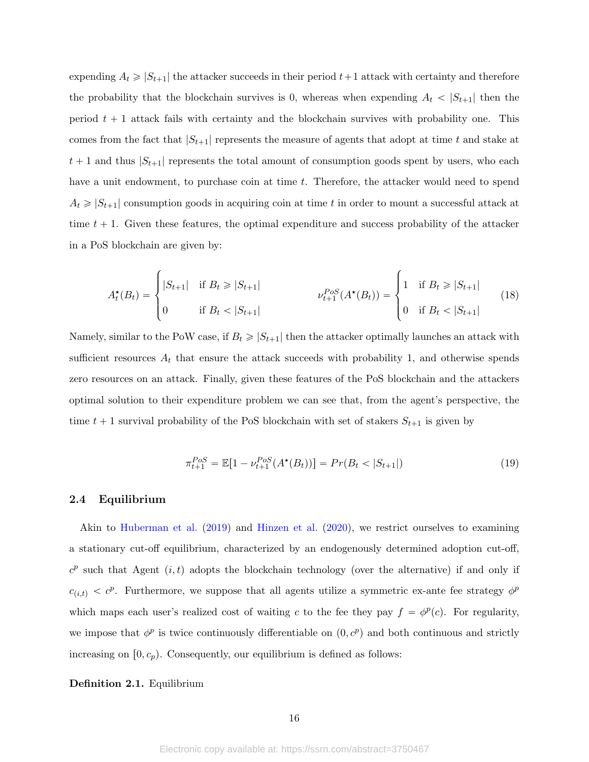expending $A_t \geqslant |S_{t+1}|$ the attacker succeeds in their period $t+1$ attack with certainty and therefore the probability that the blockchain survives is 0, whereas when expending $A_t < |S_{t+1}|$ then the period $t+1$ attack fails with certainty and the blockchain survives with probability one. This comes from the fact that $|S_{t+1}|$ represents the measure of agents that adopt at time $t$ and stake at $t+1$ and thus $|S_{t+1}|$ represents the total amount of consumption goods spent by users, who each have a unit endowment, to purchase coin at time $t$. Therefore, the attacker would need to spend $A_t \geqslant |S_{t+1}|$ consumption goods in acquiring coin at time $t$ in order to mount a successful attack at time $t+1$. Given these features, the optimal expenditure and success probability of the attacker in a PoS blockchain are given by:

$$A_t^\star(B_t) = \begin{cases} |S_{t+1}| & \text{if } B_t \geqslant |S_{t+1}| \\ 0 & \text{if } B_t < |S_{t+1}| \end{cases} \qquad \nu_{t+1}^{PoS}(A^\star(B_t)) = \begin{cases} 1 & \text{if } B_t \geqslant |S_{t+1}| \\ 0 & \text{if } B_t < |S_{t+1}| \end{cases} \tag{18}$$

Namely, similar to the PoW case, if $B_t \geqslant |S_{t+1}|$ then the attacker optimally launches an attack with sufficient resources $A_t$ that ensure the attack succeeds with probability 1, and otherwise spends zero resources on an attack. Finally, given these features of the PoS blockchain and the attackers optimal solution to their expenditure problem we can see that, from the agent's perspective, the time $t+1$ survival probability of the PoS blockchain with set of stakers $S_{t+1}$ is given by

$$\pi_{t+1}^{PoS} = \mathbb{E}[1 - \nu_{t+1}^{PoS}(A^\star(B_t))] = Pr(B_t < |S_{t+1}|) \tag{19}$$

### 2.4 Equilibrium

Akin to Huberman et al. (2019) and Hinzen et al. (2020), we restrict ourselves to examining a stationary cut-off equilibrium, characterized by an endogenously determined adoption cut-off, $c^p$ such that Agent $(i,t)$ adopts the blockchain technology (over the alternative) if and only if $c_{(i,t)} < c^p$. Furthermore, we suppose that all agents utilize a symmetric ex-ante fee strategy $\phi^p$ which maps each user's realized cost of waiting $c$ to the fee they pay $f = \phi^p(c)$. For regularity, we impose that $\phi^p$ is twice continuously differentiable on $(0, c^p)$ and both continuous and strictly increasing on $[0, c_p)$. Consequently, our equilibrium is defined as follows:

**Definition 2.1.** Equilibrium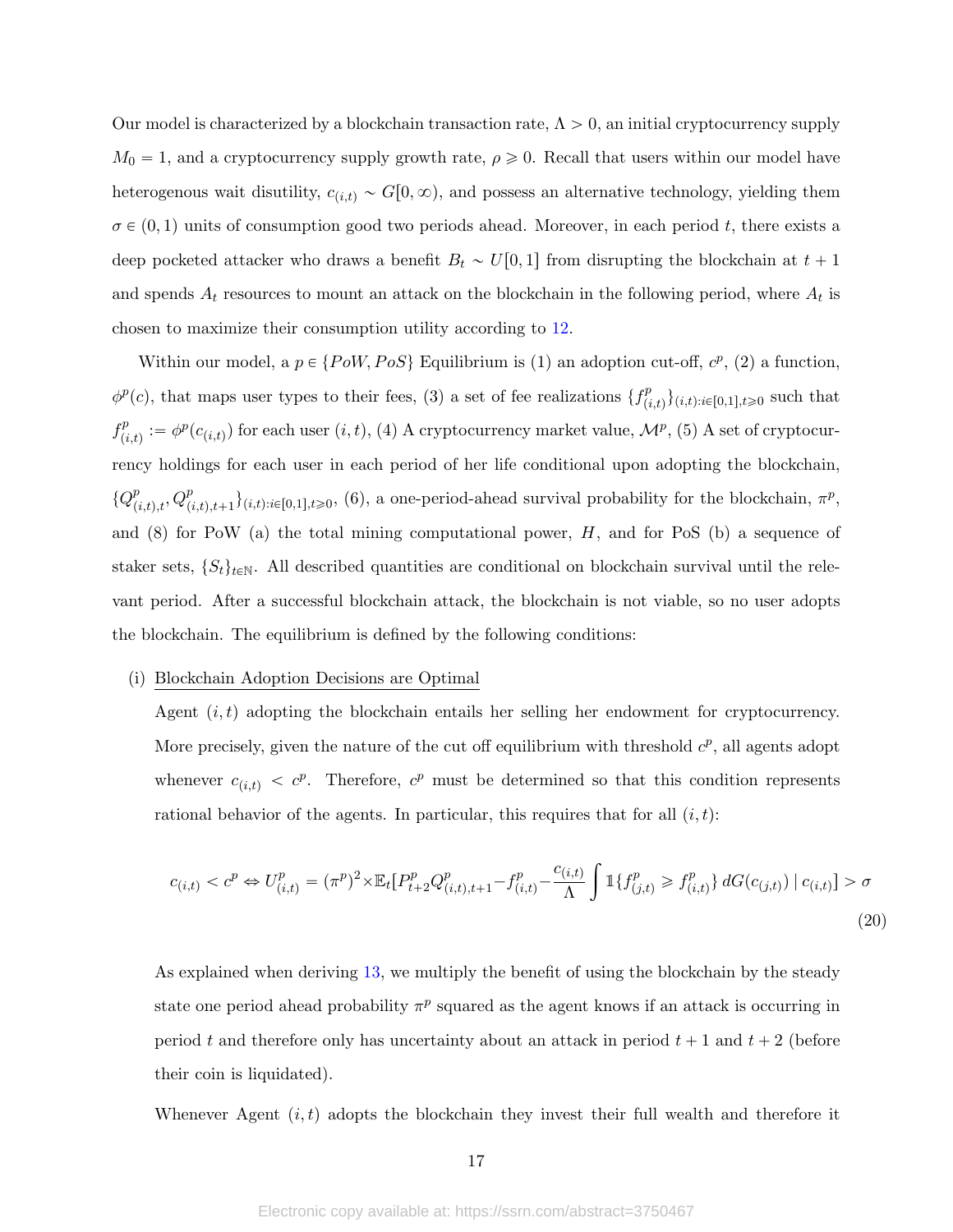Our model is characterized by a blockchain transaction rate, $\Lambda > 0$, an initial cryptocurrency supply $M_0 = 1$, and a cryptocurrency supply growth rate, $\rho \geqslant 0$. Recall that users within our model have heterogenous wait disutility, $c_{(i,t)} \sim G[0, \infty)$, and possess an alternative technology, yielding them $\sigma \in (0, 1)$ units of consumption good two periods ahead. Moreover, in each period $t$, there exists a deep pocketed attacker who draws a benefit $B_t \sim U[0, 1]$ from disrupting the blockchain at $t + 1$ and spends $A_t$ resources to mount an attack on the blockchain in the following period, where $A_t$ is chosen to maximize their consumption utility according to 12.

Within our model, a $p \in \{PoW, PoS\}$ Equilibrium is (1) an adoption cut-off, $c^p$, (2) a function, $\phi^p(c)$, that maps user types to their fees, (3) a set of fee realizations $\{f^p_{(i,t)}\}_{(i,t):i\in[0,1],t\geqslant 0}$ such that $f^p_{(i,t)} := \phi^p(c_{(i,t)})$ for each user $(i, t)$, (4) A cryptocurrency market value, $\mathcal{M}^p$, (5) A set of cryptocurrency holdings for each user in each period of her life conditional upon adopting the blockchain, $\{Q^p_{(i,t),t}, Q^p_{(i,t),t+1}\}_{(i,t):i\in[0,1],t\geqslant 0}$, (6), a one-period-ahead survival probability for the blockchain, $\pi^p$, and (8) for PoW (a) the total mining computational power, $H$, and for PoS (b) a sequence of staker sets, $\{S_t\}_{t\in\mathbb{N}}$. All described quantities are conditional on blockchain survival until the relevant period. After a successful blockchain attack, the blockchain is not viable, so no user adopts the blockchain. The equilibrium is defined by the following conditions:

(i) <u>Blockchain Adoption Decisions are Optimal</u>

Agent $(i, t)$ adopting the blockchain entails her selling her endowment for cryptocurrency. More precisely, given the nature of the cut off equilibrium with threshold $c^p$, all agents adopt whenever $c_{(i,t)} < c^p$. Therefore, $c^p$ must be determined so that this condition represents rational behavior of the agents. In particular, this requires that for all $(i, t)$:

$$c_{(i,t)} < c^p \Leftrightarrow U^p_{(i,t)} = (\pi^p)^2 \times \mathbb{E}_t[P^p_{t+2} Q^p_{(i,t),t+1} - f^p_{(i,t)} - \frac{c_{(i,t)}}{\Lambda} \int \mathbb{1}\{f^p_{(j,t)} \geqslant f^p_{(i,t)}\} \, dG(c_{(j,t)}) \mid c_{(i,t)}] > \sigma \tag{20}$$

As explained when deriving 13, we multiply the benefit of using the blockchain by the steady state one period ahead probability $\pi^p$ squared as the agent knows if an attack is occurring in period $t$ and therefore only has uncertainty about an attack in period $t + 1$ and $t + 2$ (before their coin is liquidated).

Whenever Agent $(i, t)$ adopts the blockchain they invest their full wealth and therefore it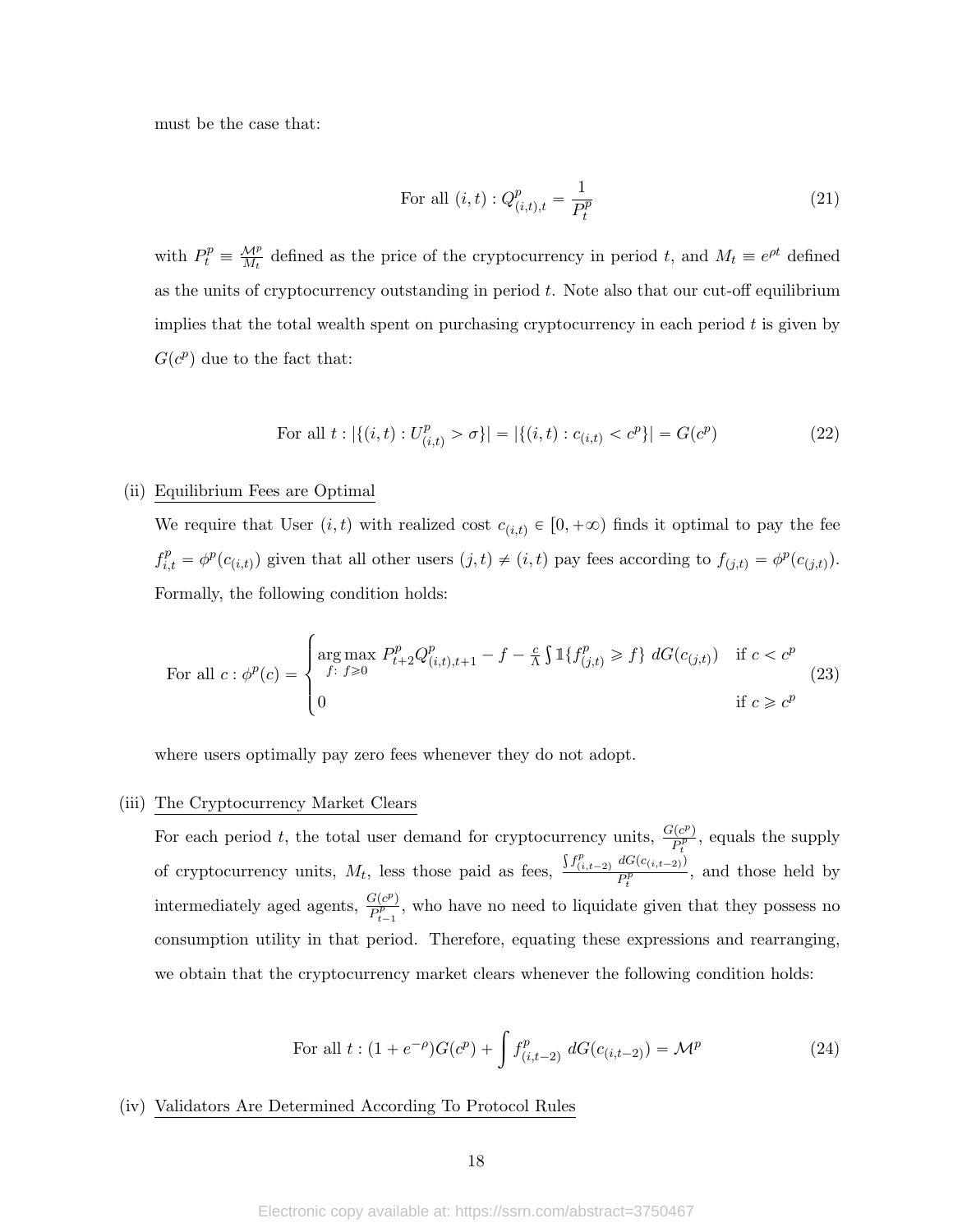must be the case that:

$$
\text{For all } (i,t) : Q^p_{(i,t),t} = \frac{1}{P^p_t} \tag{21}
$$

with $P^p_t \equiv \frac{\mathcal{M}^p}{M_t}$ defined as the price of the cryptocurrency in period $t$, and $M_t \equiv e^{\rho t}$ defined as the units of cryptocurrency outstanding in period $t$. Note also that our cut-off equilibrium implies that the total wealth spent on purchasing cryptocurrency in each period $t$ is given by $G(c^p)$ due to the fact that:

$$
\text{For all } t : |\{(i,t) : U^p_{(i,t)} > \sigma\}| = |\{(i,t) : c_{(i,t)} < c^p\}| = G(c^p) \tag{22}
$$

(ii) Equilibrium Fees are Optimal

We require that User $(i,t)$ with realized cost $c_{(i,t)} \in [0, +\infty)$ finds it optimal to pay the fee $f^p_{i,t} = \phi^p(c_{(i,t)})$ given that all other users $(j,t) \neq (i,t)$ pay fees according to $f_{(j,t)} = \phi^p(c_{(j,t)})$. Formally, the following condition holds:

$$
\text{For all } c : \phi^p(c) = \begin{cases} \underset{f:\ f \geqslant 0}{\arg\max}\ P^p_{t+2} Q^p_{(i,t),t+1} - f - \frac{c}{\Lambda} \int \mathbb{1}\{f^p_{(j,t)} \geqslant f\}\ dG(c_{(j,t)}) & \text{if } c < c^p \\ 0 & \text{if } c \geqslant c^p \end{cases} \tag{23}
$$

where users optimally pay zero fees whenever they do not adopt.

(iii) The Cryptocurrency Market Clears

For each period $t$, the total user demand for cryptocurrency units, $\frac{G(c^p)}{P^p_t}$, equals the supply of cryptocurrency units, $M_t$, less those paid as fees, $\frac{\int f^p_{(i,t-2)}\ dG(c_{(i,t-2)})}{P^p_t}$, and those held by intermediately aged agents, $\frac{G(c^p)}{P^p_{t-1}}$, who have no need to liquidate given that they possess no consumption utility in that period. Therefore, equating these expressions and rearranging, we obtain that the cryptocurrency market clears whenever the following condition holds:

$$
\text{For all } t : (1 + e^{-\rho}) G(c^p) + \int f^p_{(i,t-2)}\ dG(c_{(i,t-2)}) = \mathcal{M}^p \tag{24}
$$

(iv) Validators Are Determined According To Protocol Rules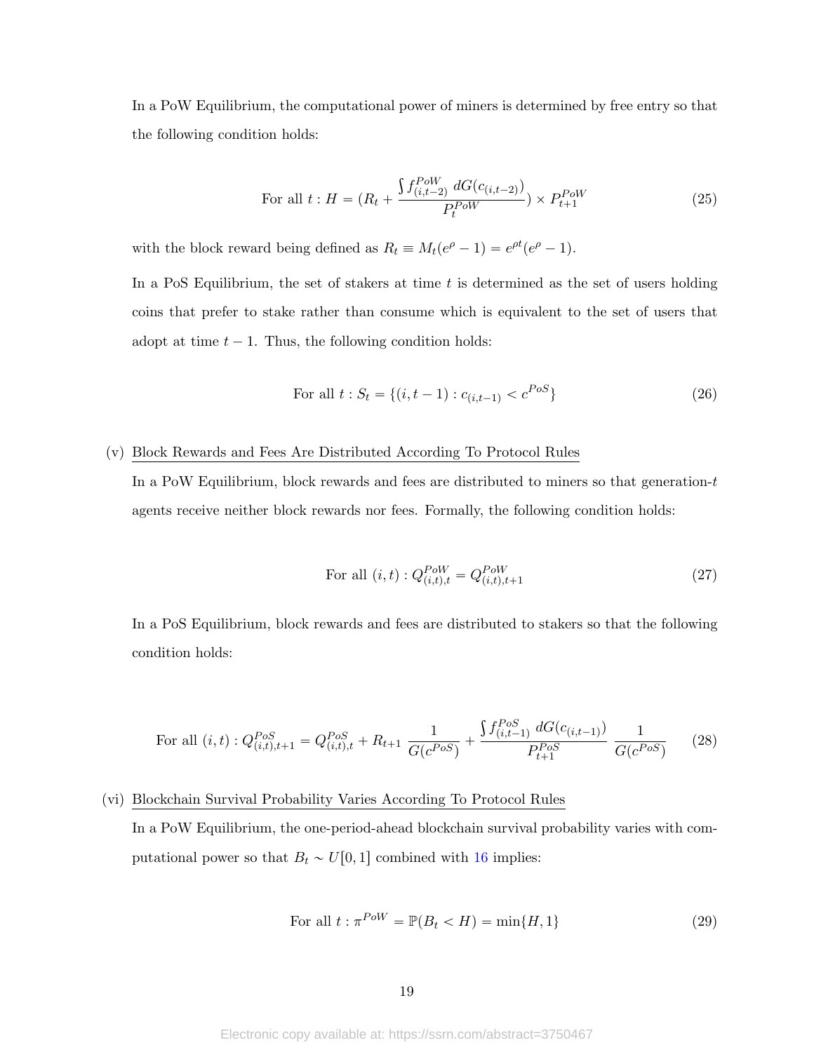In a PoW Equilibrium, the computational power of miners is determined by free entry so that the following condition holds:

$$\text{For all } t : H = (R_t + \frac{\int f^{PoW}_{(i,t-2)} \, dG(c_{(i,t-2)})}{P^{PoW}_t}) \times P^{PoW}_{t+1} \tag{25}$$

with the block reward being defined as $R_t \equiv M_t(e^{\rho} - 1) = e^{\rho t}(e^{\rho} - 1)$.

In a PoS Equilibrium, the set of stakers at time $t$ is determined as the set of users holding coins that prefer to stake rather than consume which is equivalent to the set of users that adopt at time $t-1$. Thus, the following condition holds:

$$\text{For all } t : S_t = \{(i, t-1) : c_{(i,t-1)} < c^{PoS}\} \tag{26}$$

(v) Block Rewards and Fees Are Distributed According To Protocol Rules

In a PoW Equilibrium, block rewards and fees are distributed to miners so that generation-$t$ agents receive neither block rewards nor fees. Formally, the following condition holds:

$$\text{For all } (i,t) : Q^{PoW}_{(i,t),t} = Q^{PoW}_{(i,t),t+1} \tag{27}$$

In a PoS Equilibrium, block rewards and fees are distributed to stakers so that the following condition holds:

$$\text{For all } (i,t) : Q^{PoS}_{(i,t),t+1} = Q^{PoS}_{(i,t),t} + R_{t+1} \, \frac{1}{G(c^{PoS})} + \frac{\int f^{PoS}_{(i,t-1)} \, dG(c_{(i,t-1)})}{P^{PoS}_{t+1}} \, \frac{1}{G(c^{PoS})} \tag{28}$$

(vi) Blockchain Survival Probability Varies According To Protocol Rules

In a PoW Equilibrium, the one-period-ahead blockchain survival probability varies with computational power so that $B_t \sim U[0,1]$ combined with 16 implies:

$$\text{For all } t : \pi^{PoW} = \mathbb{P}(B_t < H) = \min\{H, 1\} \tag{29}$$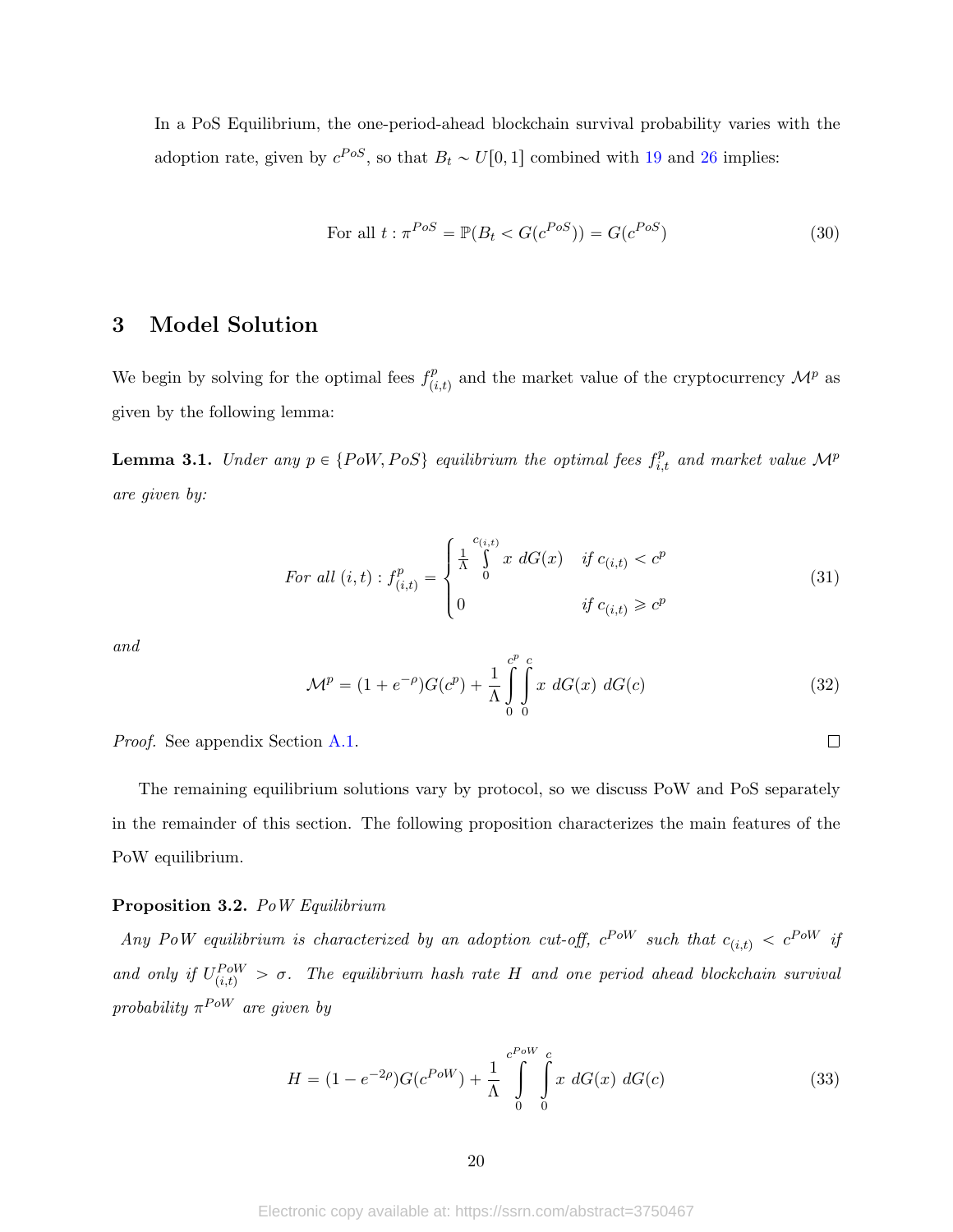In a PoS Equilibrium, the one-period-ahead blockchain survival probability varies with the adoption rate, given by $c^{PoS}$, so that $B_t \sim U[0,1]$ combined with 19 and 26 implies:

$$\text{For all } t : \pi^{PoS} = \mathbb{P}(B_t < G(c^{PoS})) = G(c^{PoS}) \tag{30}$$

# 3 Model Solution

We begin by solving for the optimal fees $f^p_{(i,t)}$ and the market value of the cryptocurrency $\mathcal{M}^p$ as given by the following lemma:

**Lemma 3.1.** *Under any $p \in \{PoW, PoS\}$ equilibrium the optimal fees $f^p_{i,t}$ and market value $\mathcal{M}^p$ are given by:*

$$\text{For all } (i,t) : f^p_{(i,t)} = \begin{cases} \frac{1}{\Lambda} \int\limits_0^{c_{(i,t)}} x \; dG(x) & \text{if } c_{(i,t)} < c^p \\ 0 & \text{if } c_{(i,t)} \geqslant c^p \end{cases} \tag{31}$$

*and*

$$\mathcal{M}^p = (1 + e^{-\rho})G(c^p) + \frac{1}{\Lambda} \int\limits_0^{c^p} \int\limits_0^{c} x \; dG(x) \; dG(c) \tag{32}$$

*Proof.* See appendix Section A.1. □

The remaining equilibrium solutions vary by protocol, so we discuss PoW and PoS separately in the remainder of this section. The following proposition characterizes the main features of the PoW equilibrium.

**Proposition 3.2.** *PoW Equilibrium*

*Any PoW equilibrium is characterized by an adoption cut-off, $c^{PoW}$ such that $c_{(i,t)} < c^{PoW}$ if and only if $U^{PoW}_{(i,t)} > \sigma$. The equilibrium hash rate $H$ and one period ahead blockchain survival probability $\pi^{PoW}$ are given by*

$$H = (1 - e^{-2\rho})G(c^{PoW}) + \frac{1}{\Lambda} \int\limits_0^{c^{PoW}} \int\limits_0^{c} x \; dG(x) \; dG(c) \tag{33}$$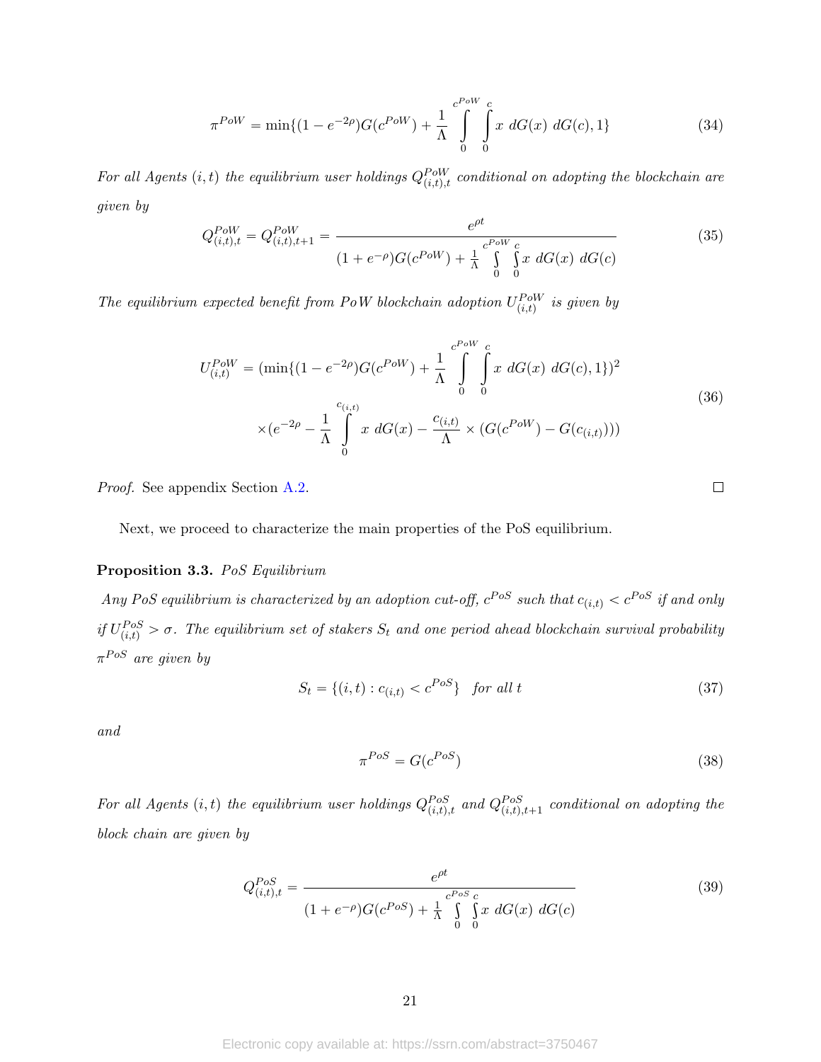$$\pi^{PoW} = \min\{(1-e^{-2\rho})G(c^{PoW}) + \frac{1}{\Lambda}\int_0^{c^{PoW}}\int_0^{c} x \ dG(x) \ dG(c), 1\} \tag{34}$$

*For all Agents $(i,t)$ the equilibrium user holdings $Q^{PoW}_{(i,t),t}$ conditional on adopting the blockchain are given by*

$$Q^{PoW}_{(i,t),t} = Q^{PoW}_{(i,t),t+1} = \frac{e^{\rho t}}{(1+e^{-\rho})G(c^{PoW}) + \frac{1}{\Lambda}\int_0^{c^{PoW}}\int_0^{c} x \ dG(x) \ dG(c)} \tag{35}$$

*The equilibrium expected benefit from PoW blockchain adoption $U^{PoW}_{(i,t)}$ is given by*

$$\begin{aligned} U^{PoW}_{(i,t)} &= (\min\{(1-e^{-2\rho})G(c^{PoW}) + \frac{1}{\Lambda}\int_0^{c^{PoW}}\int_0^{c} x \ dG(x) \ dG(c), 1\})^2 \\ &\times (e^{-2\rho} - \frac{1}{\Lambda}\int_0^{c_{(i,t)}} x \ dG(x) - \frac{c_{(i,t)}}{\Lambda} \times (G(c^{PoW}) - G(c_{(i,t)}))) \end{aligned} \tag{36}$$

*Proof.* See appendix Section A.2. □

Next, we proceed to characterize the main properties of the PoS equilibrium.

**Proposition 3.3.** *PoS Equilibrium*

*Any PoS equilibrium is characterized by an adoption cut-off, $c^{PoS}$ such that $c_{(i,t)} < c^{PoS}$ if and only if $U^{PoS}_{(i,t)} > \sigma$. The equilibrium set of stakers $S_t$ and one period ahead blockchain survival probability $\pi^{PoS}$ are given by*

$$S_t = \{(i,t) : c_{(i,t)} < c^{PoS}\} \quad \text{for all } t \tag{37}$$

*and*

$$\pi^{PoS} = G(c^{PoS}) \tag{38}$$

*For all Agents $(i,t)$ the equilibrium user holdings $Q^{PoS}_{(i,t),t}$ and $Q^{PoS}_{(i,t),t+1}$ conditional on adopting the block chain are given by*

$$Q^{PoS}_{(i,t),t} = \frac{e^{\rho t}}{(1+e^{-\rho})G(c^{PoS}) + \frac{1}{\Lambda}\int_0^{c^{PoS}}\int_0^{c} x \ dG(x) \ dG(c)} \tag{39}$$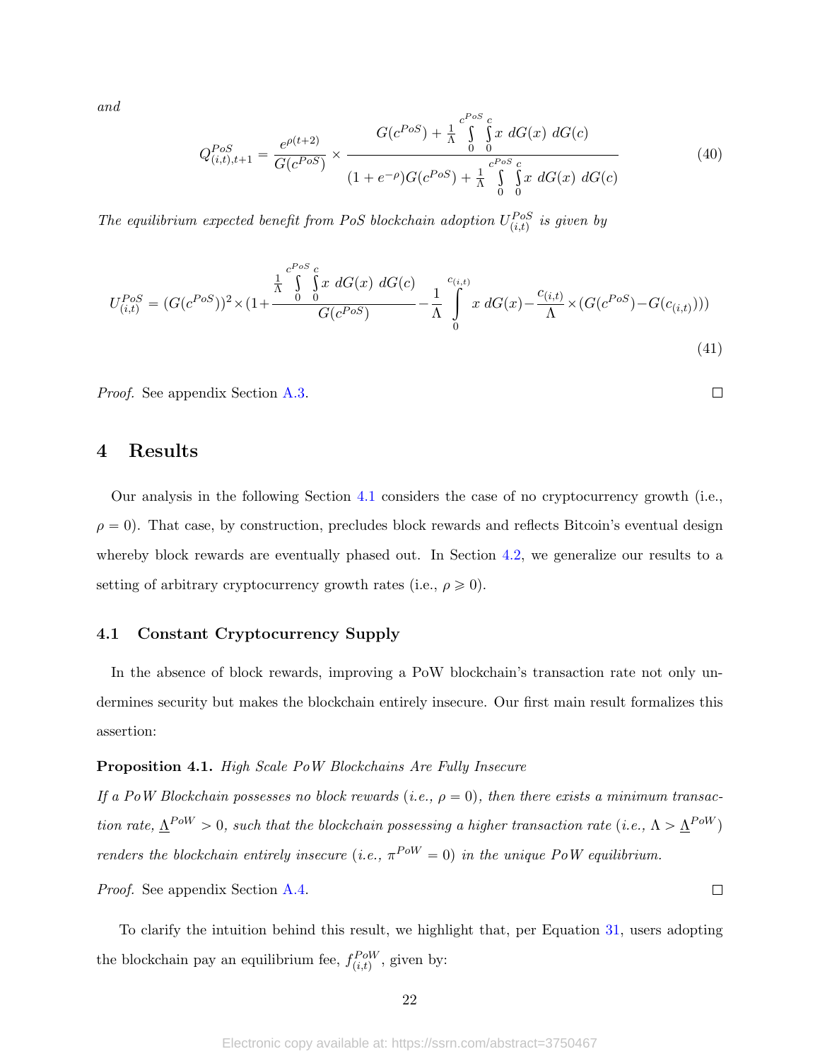*and*

$$Q^{PoS}_{(i,t),t+1} = \frac{e^{\rho(t+2)}}{G(c^{PoS})} \times \frac{G(c^{PoS}) + \frac{1}{\Lambda}\int\limits_0^{c^{PoS}}\int\limits_0^{c} x\ dG(x)\ dG(c)}{(1+e^{-\rho})G(c^{PoS}) + \frac{1}{\Lambda}\int\limits_0^{c^{PoS}}\int\limits_0^{c} x\ dG(x)\ dG(c)} \tag{40}$$

*The equilibrium expected benefit from PoS blockchain adoption $U^{PoS}_{(i,t)}$ is given by*

$$U^{PoS}_{(i,t)} = (G(c^{PoS}))^2 \times (1 + \frac{\frac{1}{\Lambda}\int\limits_0^{c^{PoS}}\int\limits_0^{c} x\ dG(x)\ dG(c)}{G(c^{PoS})} - \frac{1}{\Lambda}\int\limits_0^{c_{(i,t)}} x\ dG(x) - \frac{c_{(i,t)}}{\Lambda} \times (G(c^{PoS}) - G(c_{(i,t)}))) \tag{41}$$

*Proof.* See appendix Section A.3. □

# 4 Results

Our analysis in the following Section 4.1 considers the case of no cryptocurrency growth (i.e., $\rho = 0$). That case, by construction, precludes block rewards and reflects Bitcoin's eventual design whereby block rewards are eventually phased out. In Section 4.2, we generalize our results to a setting of arbitrary cryptocurrency growth rates (i.e., $\rho \geqslant 0$).

## 4.1 Constant Cryptocurrency Supply

In the absence of block rewards, improving a PoW blockchain's transaction rate not only undermines security but makes the blockchain entirely insecure. Our first main result formalizes this assertion:

**Proposition 4.1.** *High Scale PoW Blockchains Are Fully Insecure*
*If a PoW Blockchain possesses no block rewards (i.e., $\rho = 0$), then there exists a minimum transaction rate, $\underline{\Lambda}^{PoW} > 0$, such that the blockchain possessing a higher transaction rate (i.e., $\Lambda > \underline{\Lambda}^{PoW}$) renders the blockchain entirely insecure (i.e., $\pi^{PoW} = 0$) in the unique PoW equilibrium.*

*Proof.* See appendix Section A.4. □

To clarify the intuition behind this result, we highlight that, per Equation 31, users adopting the blockchain pay an equilibrium fee, $f^{PoW}_{(i,t)}$, given by: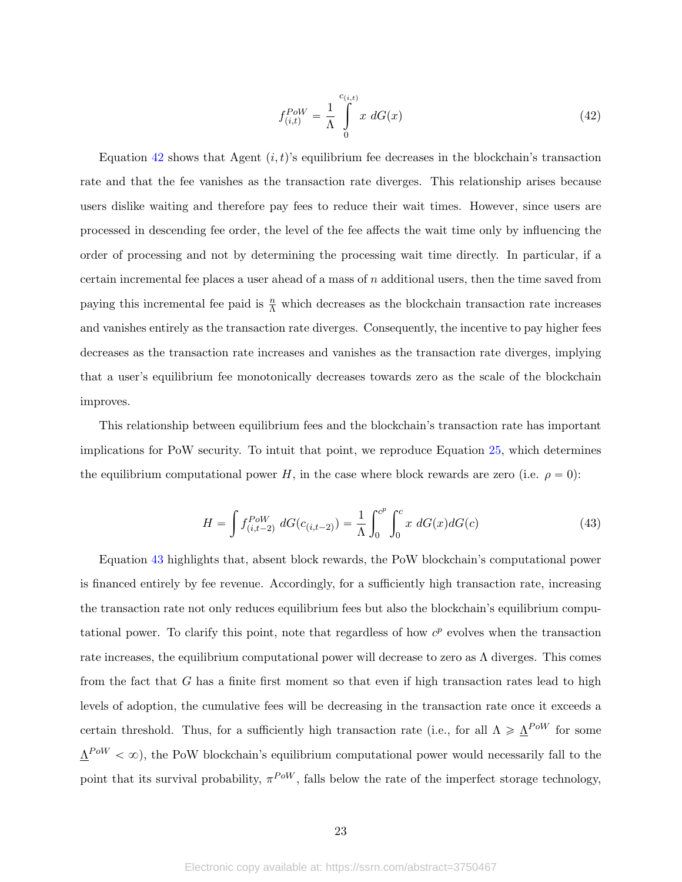$$f_{(i,t)}^{PoW} = \frac{1}{\Lambda} \int_{0}^{c_{(i,t)}} x \; dG(x) \tag{42}$$

Equation 42 shows that Agent $(i, t)$'s equilibrium fee decreases in the blockchain's transaction rate and that the fee vanishes as the transaction rate diverges. This relationship arises because users dislike waiting and therefore pay fees to reduce their wait times. However, since users are processed in descending fee order, the level of the fee affects the wait time only by influencing the order of processing and not by determining the processing wait time directly. In particular, if a certain incremental fee places a user ahead of a mass of $n$ additional users, then the time saved from paying this incremental fee paid is $\frac{n}{\Lambda}$ which decreases as the blockchain transaction rate increases and vanishes entirely as the transaction rate diverges. Consequently, the incentive to pay higher fees decreases as the transaction rate increases and vanishes as the transaction rate diverges, implying that a user's equilibrium fee monotonically decreases towards zero as the scale of the blockchain improves.

This relationship between equilibrium fees and the blockchain's transaction rate has important implications for PoW security. To intuit that point, we reproduce Equation 25, which determines the equilibrium computational power $H$, in the case where block rewards are zero (i.e. $\rho = 0$):

$$H = \int f_{(i,t-2)}^{PoW} \; dG(c_{(i,t-2)}) = \frac{1}{\Lambda} \int_{0}^{c^p} \int_{0}^{c} x \; dG(x) dG(c) \tag{43}$$

Equation 43 highlights that, absent block rewards, the PoW blockchain's computational power is financed entirely by fee revenue. Accordingly, for a sufficiently high transaction rate, increasing the transaction rate not only reduces equilibrium fees but also the blockchain's equilibrium computational power. To clarify this point, note that regardless of how $c^p$ evolves when the transaction rate increases, the equilibrium computational power will decrease to zero as $\Lambda$ diverges. This comes from the fact that $G$ has a finite first moment so that even if high transaction rates lead to high levels of adoption, the cumulative fees will be decreasing in the transaction rate once it exceeds a certain threshold. Thus, for a sufficiently high transaction rate (i.e., for all $\Lambda \geqslant \underline{\Lambda}^{PoW}$ for some $\underline{\Lambda}^{PoW} < \infty$), the PoW blockchain's equilibrium computational power would necessarily fall to the point that its survival probability, $\pi^{PoW}$, falls below the rate of the imperfect storage technology,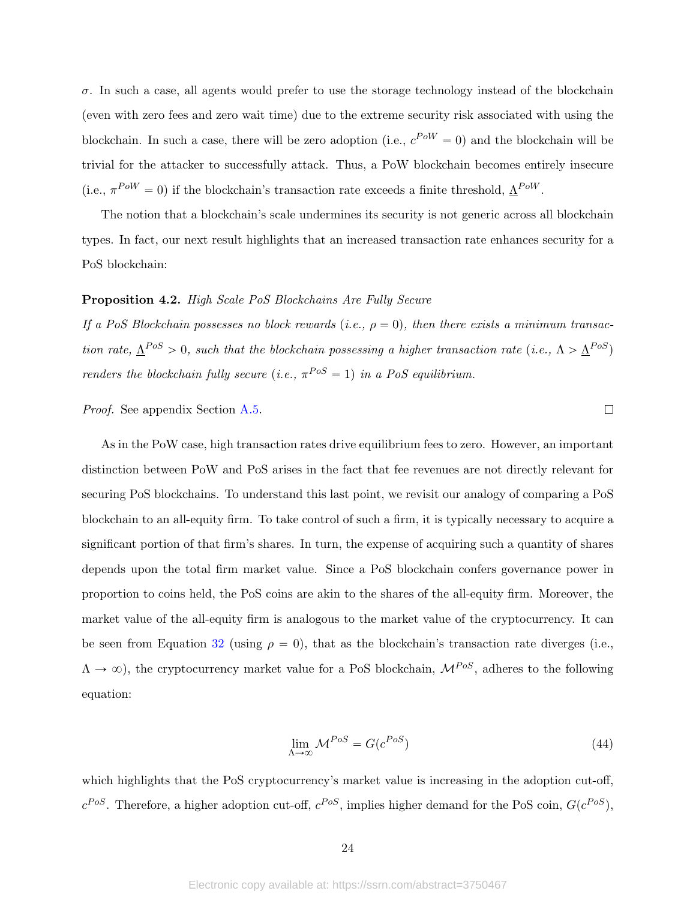$\sigma$. In such a case, all agents would prefer to use the storage technology instead of the blockchain (even with zero fees and zero wait time) due to the extreme security risk associated with using the blockchain. In such a case, there will be zero adoption (i.e., $c^{PoW} = 0$) and the blockchain will be trivial for the attacker to successfully attack. Thus, a PoW blockchain becomes entirely insecure (i.e., $\pi^{PoW} = 0$) if the blockchain's transaction rate exceeds a finite threshold, $\underline{\Lambda}^{PoW}$.

The notion that a blockchain's scale undermines its security is not generic across all blockchain types. In fact, our next result highlights that an increased transaction rate enhances security for a PoS blockchain:

**Proposition 4.2.** *High Scale PoS Blockchains Are Fully Secure*
*If a PoS Blockchain possesses no block rewards (i.e., $\rho = 0$), then there exists a minimum transaction rate, $\underline{\Lambda}^{PoS} > 0$, such that the blockchain possessing a higher transaction rate (i.e., $\Lambda > \underline{\Lambda}^{PoS}$) renders the blockchain fully secure (i.e., $\pi^{PoS} = 1$) in a PoS equilibrium.*

*Proof.* See appendix Section A.5. □

As in the PoW case, high transaction rates drive equilibrium fees to zero. However, an important distinction between PoW and PoS arises in the fact that fee revenues are not directly relevant for securing PoS blockchains. To understand this last point, we revisit our analogy of comparing a PoS blockchain to an all-equity firm. To take control of such a firm, it is typically necessary to acquire a significant portion of that firm's shares. In turn, the expense of acquiring such a quantity of shares depends upon the total firm market value. Since a PoS blockchain confers governance power in proportion to coins held, the PoS coins are akin to the shares of the all-equity firm. Moreover, the market value of the all-equity firm is analogous to the market value of the cryptocurrency. It can be seen from Equation 32 (using $\rho = 0$), that as the blockchain's transaction rate diverges (i.e., $\Lambda \to \infty$), the cryptocurrency market value for a PoS blockchain, $\mathcal{M}^{PoS}$, adheres to the following equation:

$$\lim_{\Lambda \to \infty} \mathcal{M}^{PoS} = G(c^{PoS}) \tag{44}$$

which highlights that the PoS cryptocurrency's market value is increasing in the adoption cut-off, $c^{PoS}$. Therefore, a higher adoption cut-off, $c^{PoS}$, implies higher demand for the PoS coin, $G(c^{PoS})$,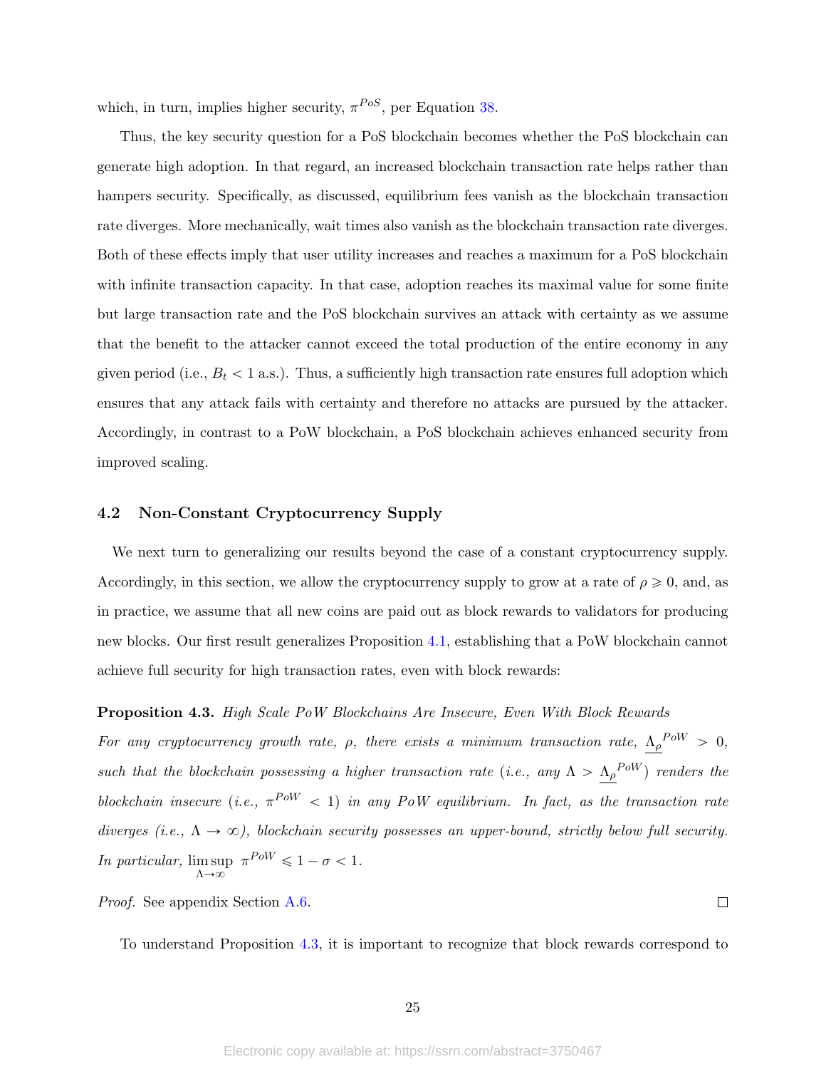which, in turn, implies higher security, $\pi^{PoS}$, per Equation 38.

Thus, the key security question for a PoS blockchain becomes whether the PoS blockchain can generate high adoption. In that regard, an increased blockchain transaction rate helps rather than hampers security. Specifically, as discussed, equilibrium fees vanish as the blockchain transaction rate diverges. More mechanically, wait times also vanish as the blockchain transaction rate diverges. Both of these effects imply that user utility increases and reaches a maximum for a PoS blockchain with infinite transaction capacity. In that case, adoption reaches its maximal value for some finite but large transaction rate and the PoS blockchain survives an attack with certainty as we assume that the benefit to the attacker cannot exceed the total production of the entire economy in any given period (i.e., $B_t < 1$ a.s.). Thus, a sufficiently high transaction rate ensures full adoption which ensures that any attack fails with certainty and therefore no attacks are pursued by the attacker. Accordingly, in contrast to a PoW blockchain, a PoS blockchain achieves enhanced security from improved scaling.

### 4.2 Non-Constant Cryptocurrency Supply

We next turn to generalizing our results beyond the case of a constant cryptocurrency supply. Accordingly, in this section, we allow the cryptocurrency supply to grow at a rate of $\rho \geqslant 0$, and, as in practice, we assume that all new coins are paid out as block rewards to validators for producing new blocks. Our first result generalizes Proposition 4.1, establishing that a PoW blockchain cannot achieve full security for high transaction rates, even with block rewards:

**Proposition 4.3.** *High Scale PoW Blockchains Are Insecure, Even With Block Rewards*
*For any cryptocurrency growth rate, $\rho$, there exists a minimum transaction rate, $\underline{\Lambda_\rho}^{PoW} > 0$, such that the blockchain possessing a higher transaction rate (i.e., any $\Lambda > \underline{\Lambda_\rho}^{PoW}$) renders the blockchain insecure (i.e., $\pi^{PoW} < 1$) in any PoW equilibrium. In fact, as the transaction rate diverges (i.e., $\Lambda \to \infty$), blockchain security possesses an upper-bound, strictly below full security. In particular, $\limsup_{\Lambda\to\infty} \pi^{PoW} \leqslant 1 - \sigma < 1$.*

*Proof.* See appendix Section A.6. ◻

To understand Proposition 4.3, it is important to recognize that block rewards correspond to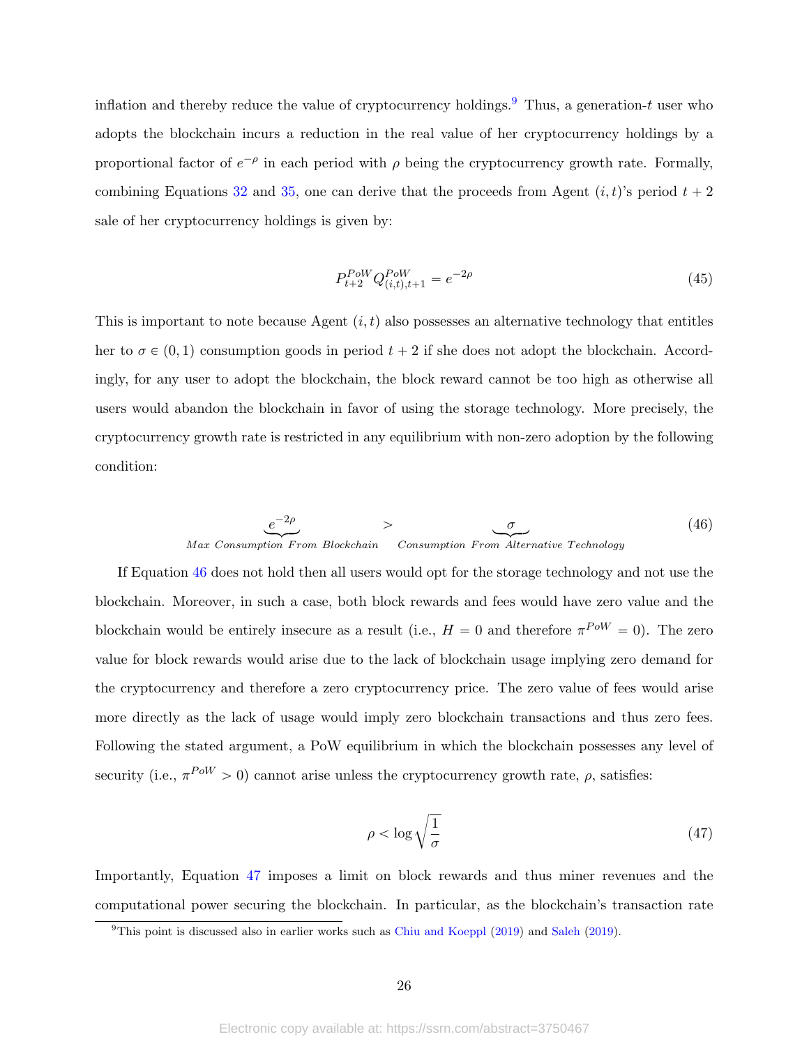inflation and thereby reduce the value of cryptocurrency holdings.[9] Thus, a generation-$t$ user who adopts the blockchain incurs a reduction in the real value of her cryptocurrency holdings by a proportional factor of $e^{-\rho}$ in each period with $\rho$ being the cryptocurrency growth rate. Formally, combining Equations 32 and 35, one can derive that the proceeds from Agent $(i,t)$'s period $t+2$ sale of her cryptocurrency holdings is given by:

$$P_{t+2}^{PoW} Q_{(i,t),t+1}^{PoW} = e^{-2\rho} \tag{45}$$

This is important to note because Agent $(i,t)$ also possesses an alternative technology that entitles her to $\sigma \in (0,1)$ consumption goods in period $t+2$ if she does not adopt the blockchain. Accordingly, for any user to adopt the blockchain, the block reward cannot be too high as otherwise all users would abandon the blockchain in favor of using the storage technology. More precisely, the cryptocurrency growth rate is restricted in any equilibrium with non-zero adoption by the following condition:

$$\underbrace{e^{-2\rho}}_{\textit{Max Consumption From Blockchain}} > \underbrace{\sigma}_{\textit{Consumption From Alternative Technology}} \tag{46}$$

If Equation 46 does not hold then all users would opt for the storage technology and not use the blockchain. Moreover, in such a case, both block rewards and fees would have zero value and the blockchain would be entirely insecure as a result (i.e., $H = 0$ and therefore $\pi^{PoW} = 0$). The zero value for block rewards would arise due to the lack of blockchain usage implying zero demand for the cryptocurrency and therefore a zero cryptocurrency price. The zero value of fees would arise more directly as the lack of usage would imply zero blockchain transactions and thus zero fees. Following the stated argument, a PoW equilibrium in which the blockchain possesses any level of security (i.e., $\pi^{PoW} > 0$) cannot arise unless the cryptocurrency growth rate, $\rho$, satisfies:

$$\rho < \log \sqrt{\frac{1}{\sigma}} \tag{47}$$

Importantly, Equation 47 imposes a limit on block rewards and thus miner revenues and the computational power securing the blockchain. In particular, as the blockchain's transaction rate

[9] This point is discussed also in earlier works such as Chiu and Koeppl (2019) and Saleh (2019).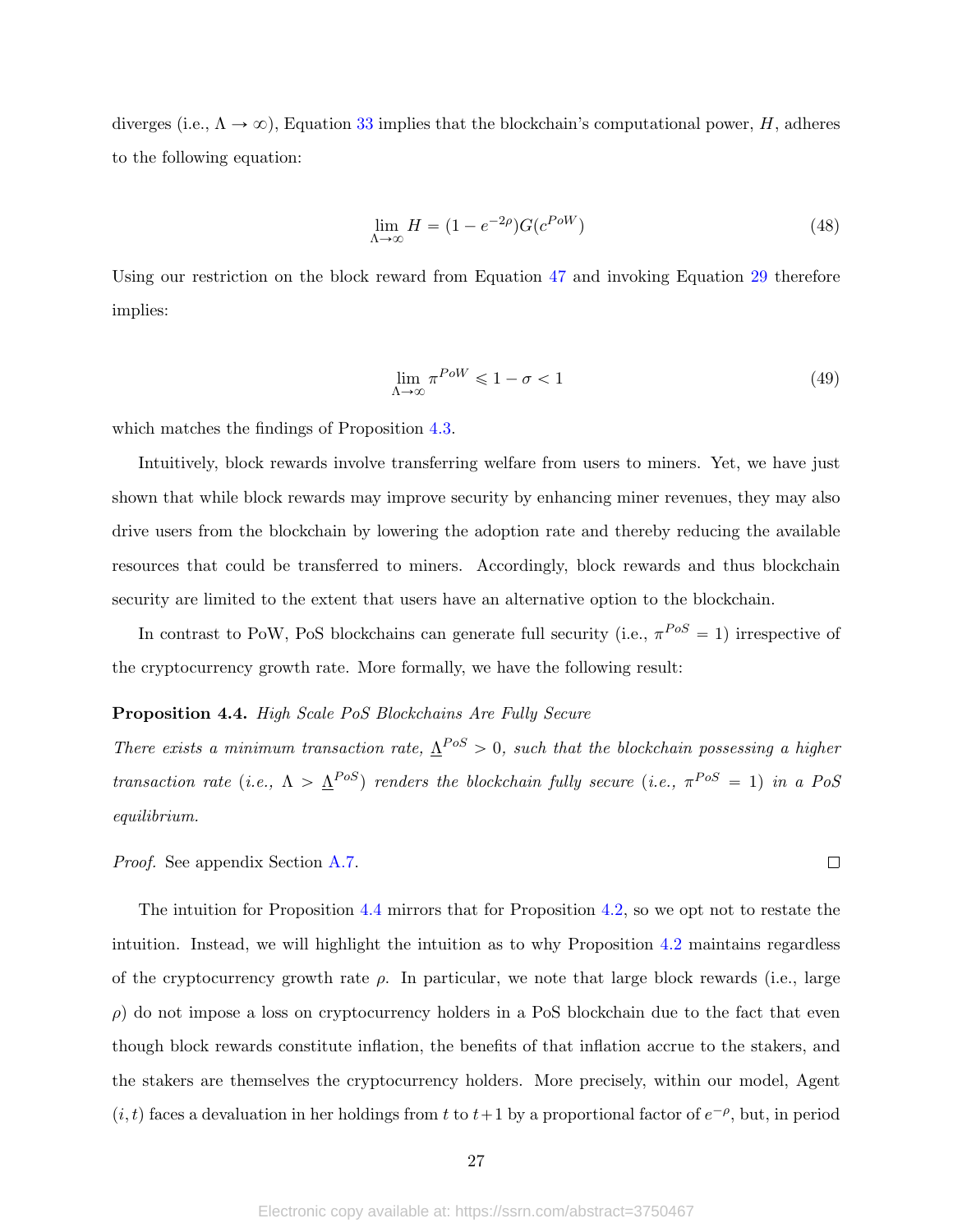diverges (i.e., $\Lambda \to \infty$), Equation 33 implies that the blockchain's computational power, $H$, adheres to the following equation:

$$\lim_{\Lambda \to \infty} H = (1 - e^{-2\rho}) G(c^{PoW}) \tag{48}$$

Using our restriction on the block reward from Equation 47 and invoking Equation 29 therefore implies:

$$\lim_{\Lambda \to \infty} \pi^{PoW} \leqslant 1 - \sigma < 1 \tag{49}$$

which matches the findings of Proposition 4.3.

Intuitively, block rewards involve transferring welfare from users to miners. Yet, we have just shown that while block rewards may improve security by enhancing miner revenues, they may also drive users from the blockchain by lowering the adoption rate and thereby reducing the available resources that could be transferred to miners. Accordingly, block rewards and thus blockchain security are limited to the extent that users have an alternative option to the blockchain.

In contrast to PoW, PoS blockchains can generate full security (i.e., $\pi^{PoS} = 1$) irrespective of the cryptocurrency growth rate. More formally, we have the following result:

**Proposition 4.4.** *High Scale PoS Blockchains Are Fully Secure*

*There exists a minimum transaction rate, $\underline{\Lambda}^{PoS} > 0$, such that the blockchain possessing a higher transaction rate (i.e., $\Lambda > \underline{\Lambda}^{PoS}$) renders the blockchain fully secure (i.e., $\pi^{PoS} = 1$) in a PoS equilibrium.*

*Proof.* See appendix Section A.7. □

The intuition for Proposition 4.4 mirrors that for Proposition 4.2, so we opt not to restate the intuition. Instead, we will highlight the intuition as to why Proposition 4.2 maintains regardless of the cryptocurrency growth rate $\rho$. In particular, we note that large block rewards (i.e., large $\rho$) do not impose a loss on cryptocurrency holders in a PoS blockchain due to the fact that even though block rewards constitute inflation, the benefits of that inflation accrue to the stakers, and the stakers are themselves the cryptocurrency holders. More precisely, within our model, Agent $(i, t)$ faces a devaluation in her holdings from $t$ to $t+1$ by a proportional factor of $e^{-\rho}$, but, in period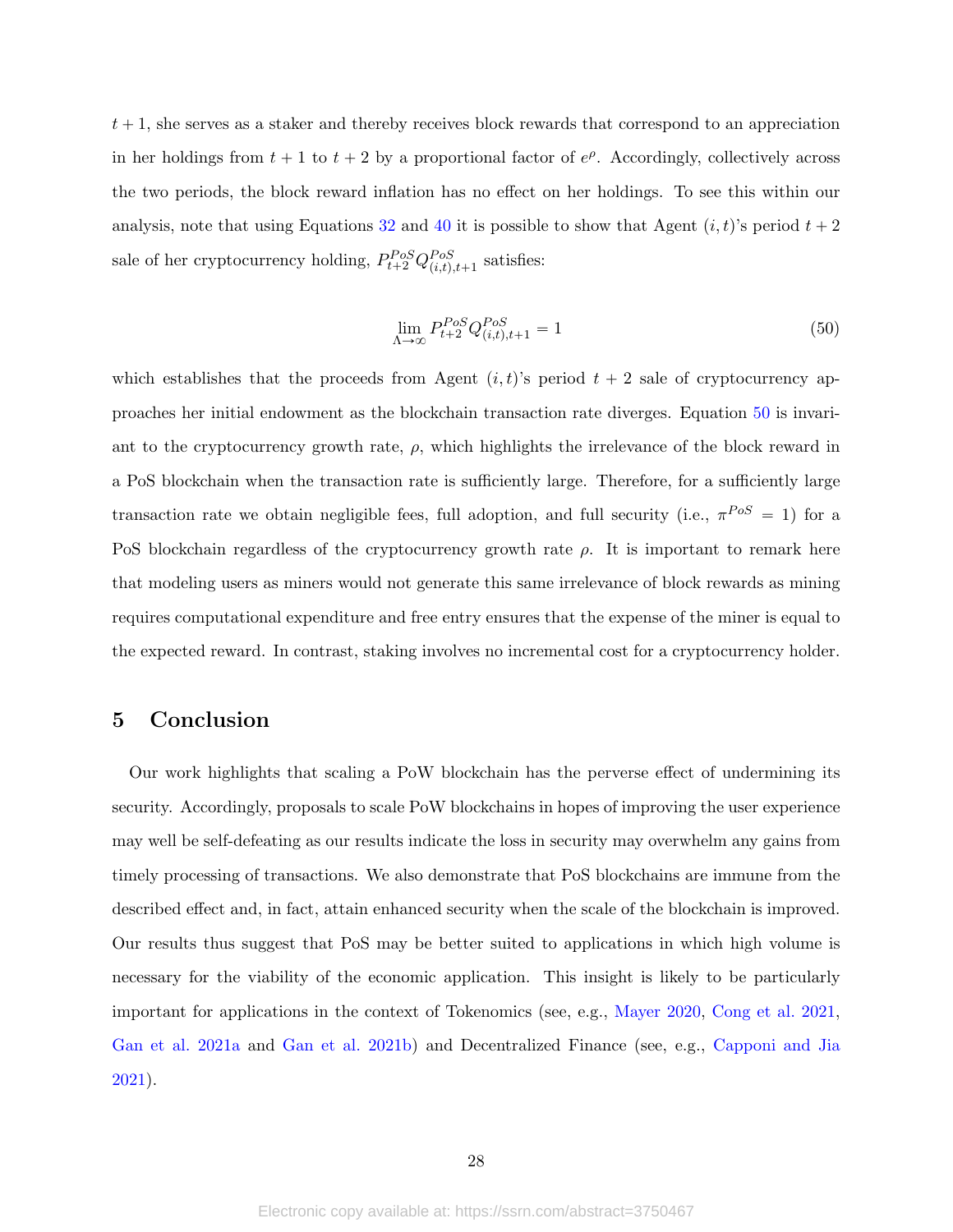$t+1$, she serves as a staker and thereby receives block rewards that correspond to an appreciation in her holdings from $t+1$ to $t+2$ by a proportional factor of $e^{\rho}$. Accordingly, collectively across the two periods, the block reward inflation has no effect on her holdings. To see this within our analysis, note that using Equations 32 and 40 it is possible to show that Agent $(i,t)$'s period $t+2$ sale of her cryptocurrency holding, $P_{t+2}^{PoS} Q_{(i,t),t+1}^{PoS}$ satisfies:

$$\lim_{\Lambda \to \infty} P_{t+2}^{PoS} Q_{(i,t),t+1}^{PoS} = 1 \tag{50}$$

which establishes that the proceeds from Agent $(i,t)$'s period $t+2$ sale of cryptocurrency approaches her initial endowment as the blockchain transaction rate diverges. Equation 50 is invariant to the cryptocurrency growth rate, $\rho$, which highlights the irrelevance of the block reward in a PoS blockchain when the transaction rate is sufficiently large. Therefore, for a sufficiently large transaction rate we obtain negligible fees, full adoption, and full security (i.e., $\pi^{PoS} = 1$) for a PoS blockchain regardless of the cryptocurrency growth rate $\rho$. It is important to remark here that modeling users as miners would not generate this same irrelevance of block rewards as mining requires computational expenditure and free entry ensures that the expense of the miner is equal to the expected reward. In contrast, staking involves no incremental cost for a cryptocurrency holder.

## 5 Conclusion

Our work highlights that scaling a PoW blockchain has the perverse effect of undermining its security. Accordingly, proposals to scale PoW blockchains in hopes of improving the user experience may well be self-defeating as our results indicate the loss in security may overwhelm any gains from timely processing of transactions. We also demonstrate that PoS blockchains are immune from the described effect and, in fact, attain enhanced security when the scale of the blockchain is improved. Our results thus suggest that PoS may be better suited to applications in which high volume is necessary for the viability of the economic application. This insight is likely to be particularly important for applications in the context of Tokenomics (see, e.g., Mayer 2020, Cong et al. 2021, Gan et al. 2021a and Gan et al. 2021b) and Decentralized Finance (see, e.g., Capponi and Jia 2021).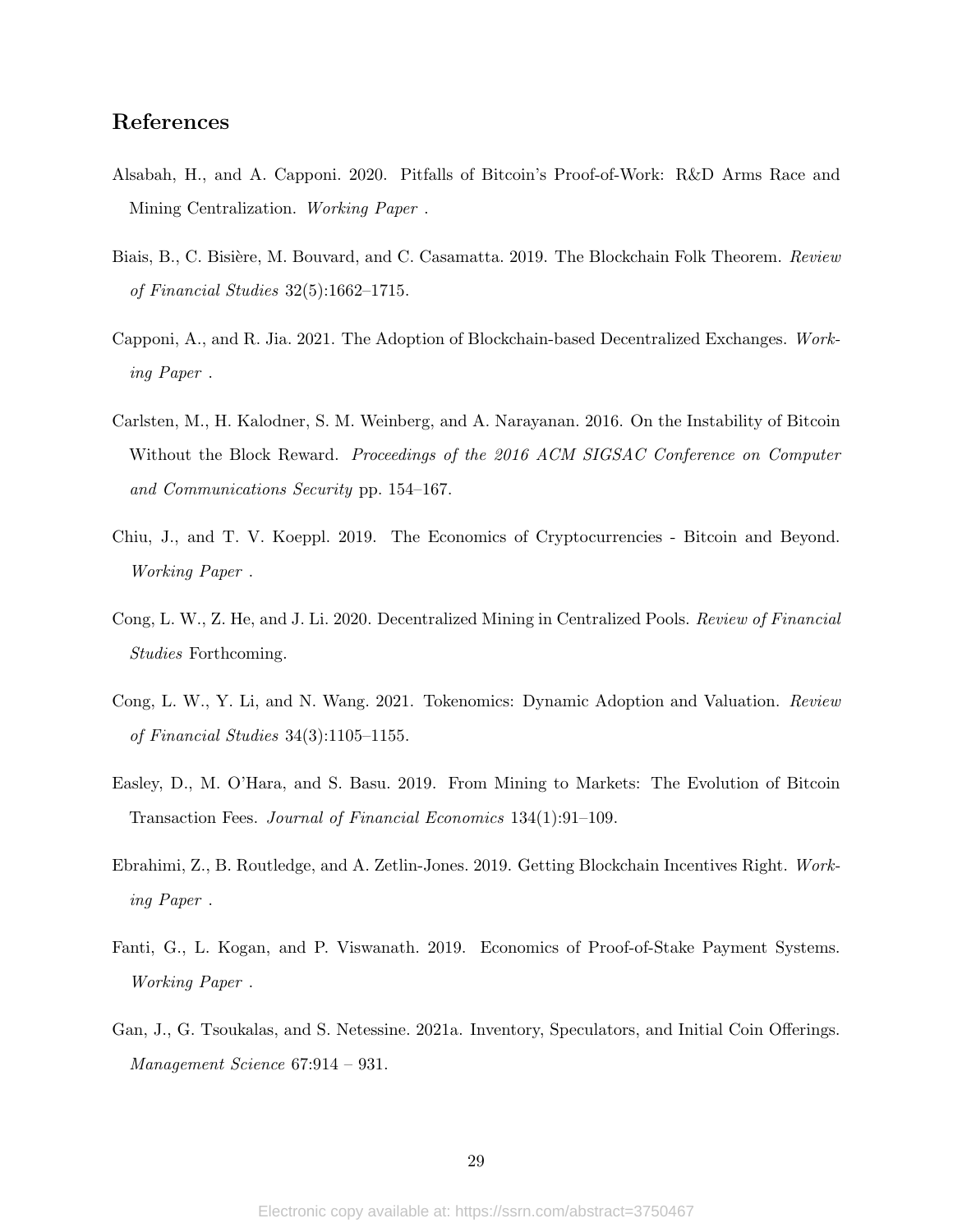## References

Alsabah, H., and A. Capponi. 2020. Pitfalls of Bitcoin's Proof-of-Work: R&D Arms Race and Mining Centralization. *Working Paper* .

Biais, B., C. Bisière, M. Bouvard, and C. Casamatta. 2019. The Blockchain Folk Theorem. *Review of Financial Studies* 32(5):1662–1715.

Capponi, A., and R. Jia. 2021. The Adoption of Blockchain-based Decentralized Exchanges. *Working Paper* .

Carlsten, M., H. Kalodner, S. M. Weinberg, and A. Narayanan. 2016. On the Instability of Bitcoin Without the Block Reward. *Proceedings of the 2016 ACM SIGSAC Conference on Computer and Communications Security* pp. 154–167.

Chiu, J., and T. V. Koeppl. 2019. The Economics of Cryptocurrencies - Bitcoin and Beyond. *Working Paper* .

Cong, L. W., Z. He, and J. Li. 2020. Decentralized Mining in Centralized Pools. *Review of Financial Studies* Forthcoming.

Cong, L. W., Y. Li, and N. Wang. 2021. Tokenomics: Dynamic Adoption and Valuation. *Review of Financial Studies* 34(3):1105–1155.

Easley, D., M. O'Hara, and S. Basu. 2019. From Mining to Markets: The Evolution of Bitcoin Transaction Fees. *Journal of Financial Economics* 134(1):91–109.

Ebrahimi, Z., B. Routledge, and A. Zetlin-Jones. 2019. Getting Blockchain Incentives Right. *Working Paper* .

Fanti, G., L. Kogan, and P. Viswanath. 2019. Economics of Proof-of-Stake Payment Systems. *Working Paper* .

Gan, J., G. Tsoukalas, and S. Netessine. 2021a. Inventory, Speculators, and Initial Coin Offerings. *Management Science* 67:914 – 931.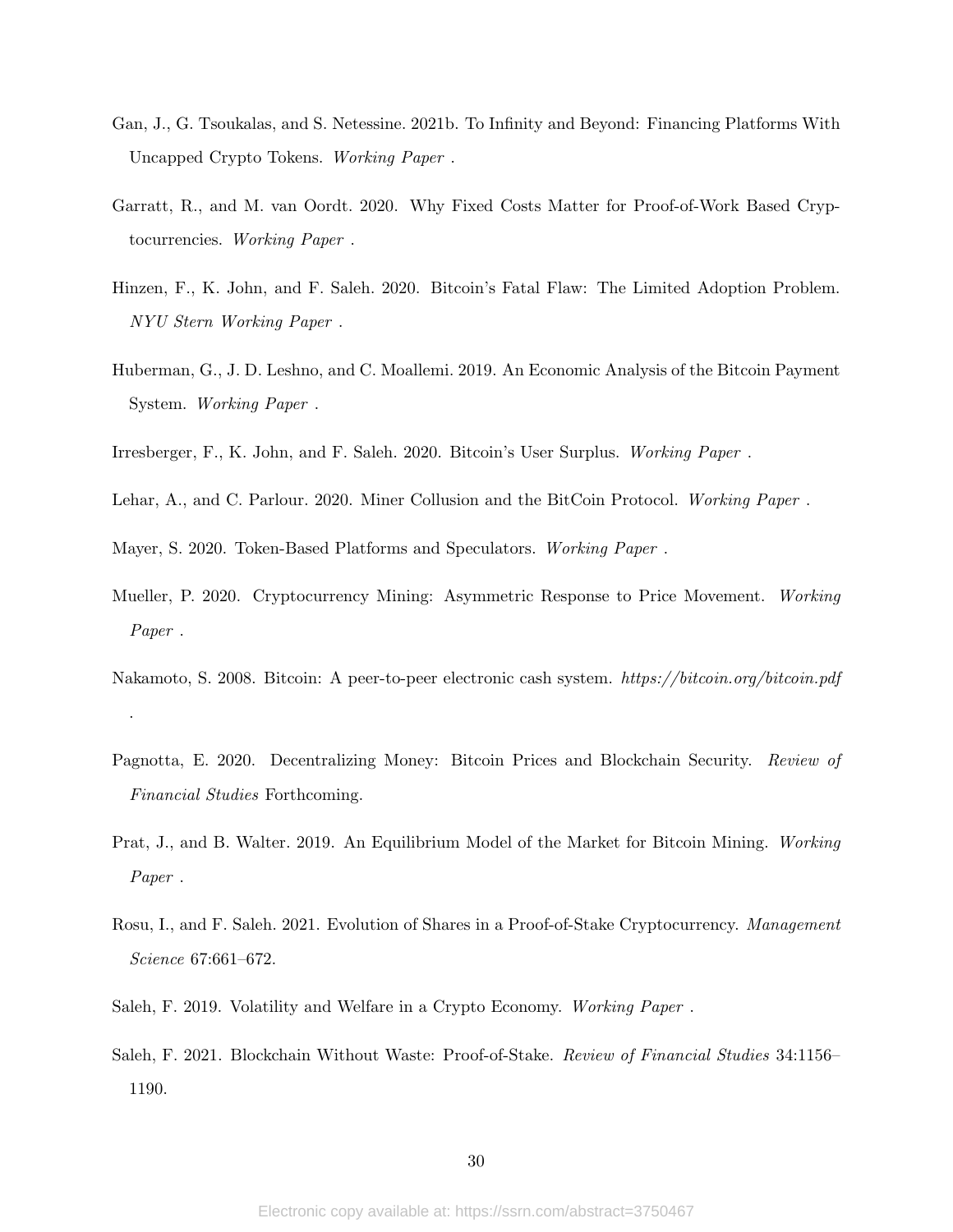Gan, J., G. Tsoukalas, and S. Netessine. 2021b. To Infinity and Beyond: Financing Platforms With Uncapped Crypto Tokens. *Working Paper* .

Garratt, R., and M. van Oordt. 2020. Why Fixed Costs Matter for Proof-of-Work Based Cryptocurrencies. *Working Paper* .

Hinzen, F., K. John, and F. Saleh. 2020. Bitcoin's Fatal Flaw: The Limited Adoption Problem. *NYU Stern Working Paper* .

Huberman, G., J. D. Leshno, and C. Moallemi. 2019. An Economic Analysis of the Bitcoin Payment System. *Working Paper* .

Irresberger, F., K. John, and F. Saleh. 2020. Bitcoin's User Surplus. *Working Paper* .

Lehar, A., and C. Parlour. 2020. Miner Collusion and the BitCoin Protocol. *Working Paper* .

Mayer, S. 2020. Token-Based Platforms and Speculators. *Working Paper* .

Mueller, P. 2020. Cryptocurrency Mining: Asymmetric Response to Price Movement. *Working Paper* .

Nakamoto, S. 2008. Bitcoin: A peer-to-peer electronic cash system. *https://bitcoin.org/bitcoin.pdf* .

Pagnotta, E. 2020. Decentralizing Money: Bitcoin Prices and Blockchain Security. *Review of Financial Studies* Forthcoming.

Prat, J., and B. Walter. 2019. An Equilibrium Model of the Market for Bitcoin Mining. *Working Paper* .

Rosu, I., and F. Saleh. 2021. Evolution of Shares in a Proof-of-Stake Cryptocurrency. *Management Science* 67:661–672.

Saleh, F. 2019. Volatility and Welfare in a Crypto Economy. *Working Paper* .

Saleh, F. 2021. Blockchain Without Waste: Proof-of-Stake. *Review of Financial Studies* 34:1156–1190.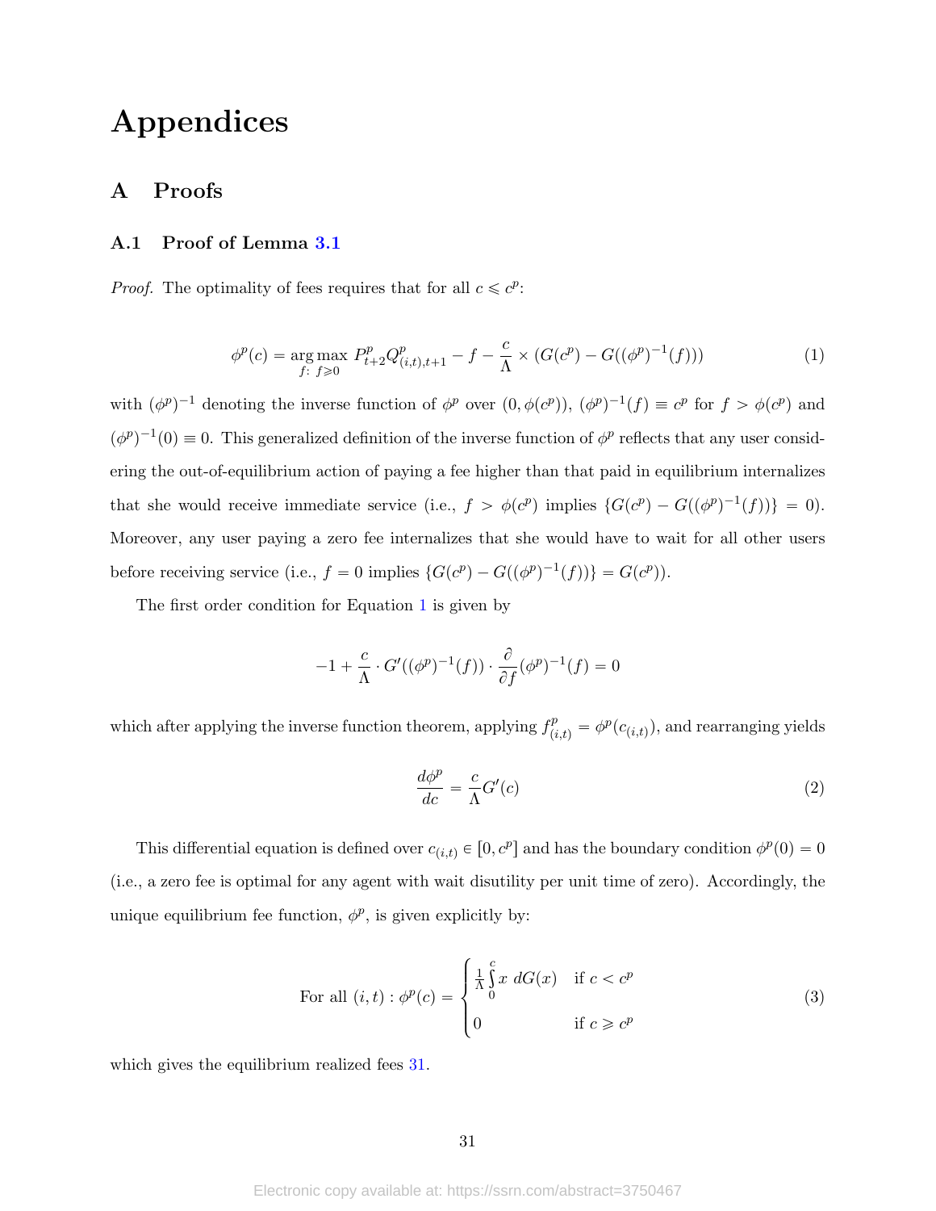# Appendices

## A Proofs

### A.1 Proof of Lemma 3.1

*Proof.* The optimality of fees requires that for all $c \leqslant c^p$:

$$\phi^p(c) = \underset{f:\ f \geqslant 0}{\arg\max}\ P^p_{t+2} Q^p_{(i,t),t+1} - f - \frac{c}{\Lambda} \times \left(G(c^p) - G((\phi^p)^{-1}(f))\right) \tag{1}$$

with $(\phi^p)^{-1}$ denoting the inverse function of $\phi^p$ over $(0, \phi(c^p))$, $(\phi^p)^{-1}(f) \equiv c^p$ for $f > \phi(c^p)$ and $(\phi^p)^{-1}(0) \equiv 0$. This generalized definition of the inverse function of $\phi^p$ reflects that any user considering the out-of-equilibrium action of paying a fee higher than that paid in equilibrium internalizes that she would receive immediate service (i.e., $f > \phi(c^p)$ implies $\{G(c^p) - G((\phi^p)^{-1}(f))\} = 0$). Moreover, any user paying a zero fee internalizes that she would have to wait for all other users before receiving service (i.e., $f = 0$ implies $\{G(c^p) - G((\phi^p)^{-1}(f))\} = G(c^p)$).

The first order condition for Equation 1 is given by

$$-1 + \frac{c}{\Lambda} \cdot G'((\phi^p)^{-1}(f)) \cdot \frac{\partial}{\partial f}(\phi^p)^{-1}(f) = 0$$

which after applying the inverse function theorem, applying $f^p_{(i,t)} = \phi^p(c_{(i,t)})$, and rearranging yields

$$\frac{d\phi^p}{dc} = \frac{c}{\Lambda} G'(c) \tag{2}$$

This differential equation is defined over $c_{(i,t)} \in [0, c^p]$ and has the boundary condition $\phi^p(0) = 0$ (i.e., a zero fee is optimal for any agent with wait disutility per unit time of zero). Accordingly, the unique equilibrium fee function, $\phi^p$, is given explicitly by:

$$\text{For all } (i,t) : \phi^p(c) = \begin{cases} \frac{1}{\Lambda} \int_0^c x \ dG(x) & \text{if } c < c^p \\ 0 & \text{if } c \geqslant c^p \end{cases} \tag{3}$$

which gives the equilibrium realized fees 31.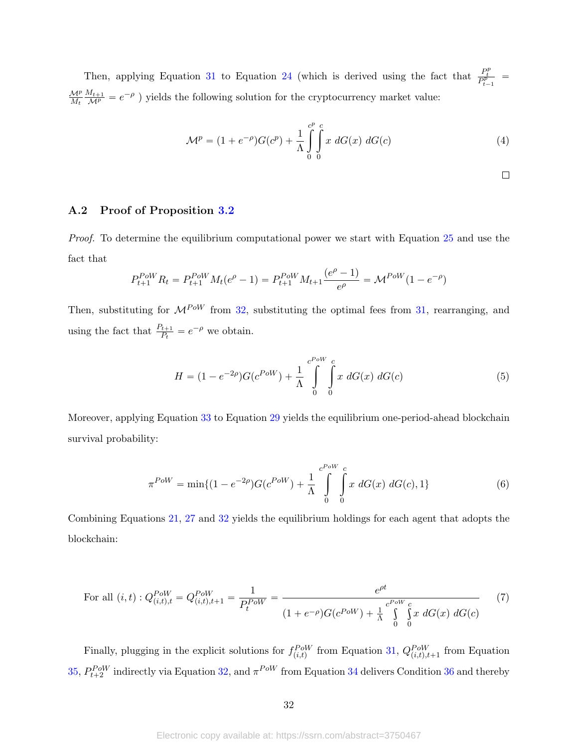Then, applying Equation 31 to Equation 24 (which is derived using the fact that $\frac{P_t^p}{P_{t-1}^p} = \frac{\mathcal{M}^p}{M_t}\frac{M_{t+1}}{\mathcal{M}^p} = e^{-\rho}$ ) yields the following solution for the cryptocurrency market value:

$$\mathcal{M}^p = (1 + e^{-\rho})G(c^p) + \frac{1}{\Lambda}\int_0^{c^p}\int_0^{c} x \; dG(x) \; dG(c) \tag{4}$$

□

## A.2 Proof of Proposition 3.2

*Proof.* To determine the equilibrium computational power we start with Equation 25 and use the fact that

$$P_{t+1}^{PoW} R_t = P_{t+1}^{PoW} M_t(e^\rho - 1) = P_{t+1}^{PoW} M_{t+1}\frac{(e^\rho - 1)}{e^\rho} = \mathcal{M}^{PoW}(1 - e^{-\rho})$$

Then, substituting for $\mathcal{M}^{PoW}$ from 32, substituting the optimal fees from 31, rearranging, and using the fact that $\frac{P_{t+1}}{P_t} = e^{-\rho}$ we obtain.

$$H = (1 - e^{-2\rho})G(c^{PoW}) + \frac{1}{\Lambda}\int_0^{c^{PoW}}\int_0^{c} x \; dG(x) \; dG(c) \tag{5}$$

Moreover, applying Equation 33 to Equation 29 yields the equilibrium one-period-ahead blockchain survival probability:

$$\pi^{PoW} = \min\{(1 - e^{-2\rho})G(c^{PoW}) + \frac{1}{\Lambda}\int_0^{c^{PoW}}\int_0^{c} x \; dG(x) \; dG(c), 1\} \tag{6}$$

Combining Equations 21, 27 and 32 yields the equilibrium holdings for each agent that adopts the blockchain:

$$\text{For all } (i,t) : Q_{(i,t),t}^{PoW} = Q_{(i,t),t+1}^{PoW} = \frac{1}{P_t^{PoW}} = \frac{e^{\rho t}}{(1 + e^{-\rho})G(c^{PoW}) + \frac{1}{\Lambda}\int_0^{c^{PoW}}\int_0^{c} x \; dG(x) \; dG(c)} \tag{7}$$

Finally, plugging in the explicit solutions for $f_{(i,t)}^{PoW}$ from Equation 31, $Q_{(i,t),t+1}^{PoW}$ from Equation 35, $P_{t+2}^{PoW}$ indirectly via Equation 32, and $\pi^{PoW}$ from Equation 34 delivers Condition 36 and thereby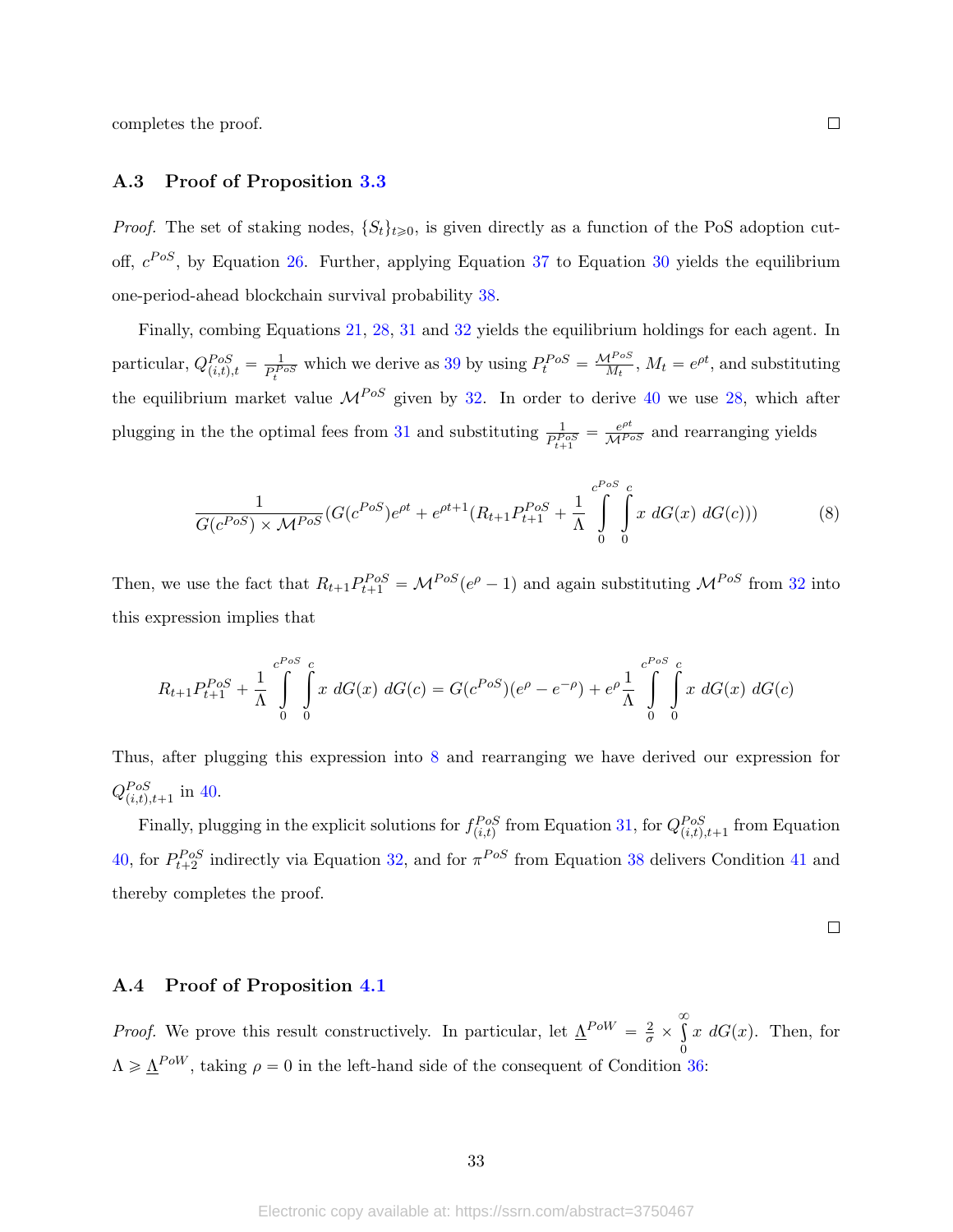completes the proof. □

### A.3 Proof of Proposition 3.3

*Proof.* The set of staking nodes, $\{S_t\}_{t \geqslant 0}$, is given directly as a function of the PoS adoption cut-off, $c^{PoS}$, by Equation 26. Further, applying Equation 37 to Equation 30 yields the equilibrium one-period-ahead blockchain survival probability 38.

Finally, combing Equations 21, 28, 31 and 32 yields the equilibrium holdings for each agent. In particular, $Q^{PoS}_{(i,t),t} = \frac{1}{P^{PoS}_t}$ which we derive as 39 by using $P^{PoS}_t = \frac{\mathcal{M}^{PoS}}{M_t}$, $M_t = e^{\rho t}$, and substituting the equilibrium market value $\mathcal{M}^{PoS}$ given by 32. In order to derive 40 we use 28, which after plugging in the the optimal fees from 31 and substituting $\frac{1}{P^{PoS}_{t+1}} = \frac{e^{\rho t}}{\mathcal{M}^{PoS}}$ and rearranging yields

$$\frac{1}{G(c^{PoS}) \times \mathcal{M}^{PoS}}(G(c^{PoS})e^{\rho t} + e^{\rho t+1}(R_{t+1}P^{PoS}_{t+1} + \frac{1}{\Lambda}\int_0^{c^{PoS}}\int_0^{c} x \; dG(x) \; dG(c))) \tag{8}$$

Then, we use the fact that $R_{t+1}P^{PoS}_{t+1} = \mathcal{M}^{PoS}(e^{\rho} - 1)$ and again substituting $\mathcal{M}^{PoS}$ from 32 into this expression implies that

$$R_{t+1}P^{PoS}_{t+1} + \frac{1}{\Lambda}\int_0^{c^{PoS}}\int_0^{c} x \; dG(x) \; dG(c) = G(c^{PoS})(e^{\rho} - e^{-\rho}) + e^{\rho}\frac{1}{\Lambda}\int_0^{c^{PoS}}\int_0^{c} x \; dG(x) \; dG(c)$$

Thus, after plugging this expression into 8 and rearranging we have derived our expression for $Q^{PoS}_{(i,t),t+1}$ in 40.

Finally, plugging in the explicit solutions for $f^{PoS}_{(i,t)}$ from Equation 31, for $Q^{PoS}_{(i,t),t+1}$ from Equation 40, for $P^{PoS}_{t+2}$ indirectly via Equation 32, and for $\pi^{PoS}$ from Equation 38 delivers Condition 41 and thereby completes the proof.

□

### A.4 Proof of Proposition 4.1

*Proof.* We prove this result constructively. In particular, let $\underline{\Lambda}^{PoW} = \frac{2}{\sigma} \times \int_0^{\infty} x \; dG(x)$. Then, for $\Lambda \geqslant \underline{\Lambda}^{PoW}$, taking $\rho = 0$ in the left-hand side of the consequent of Condition 36: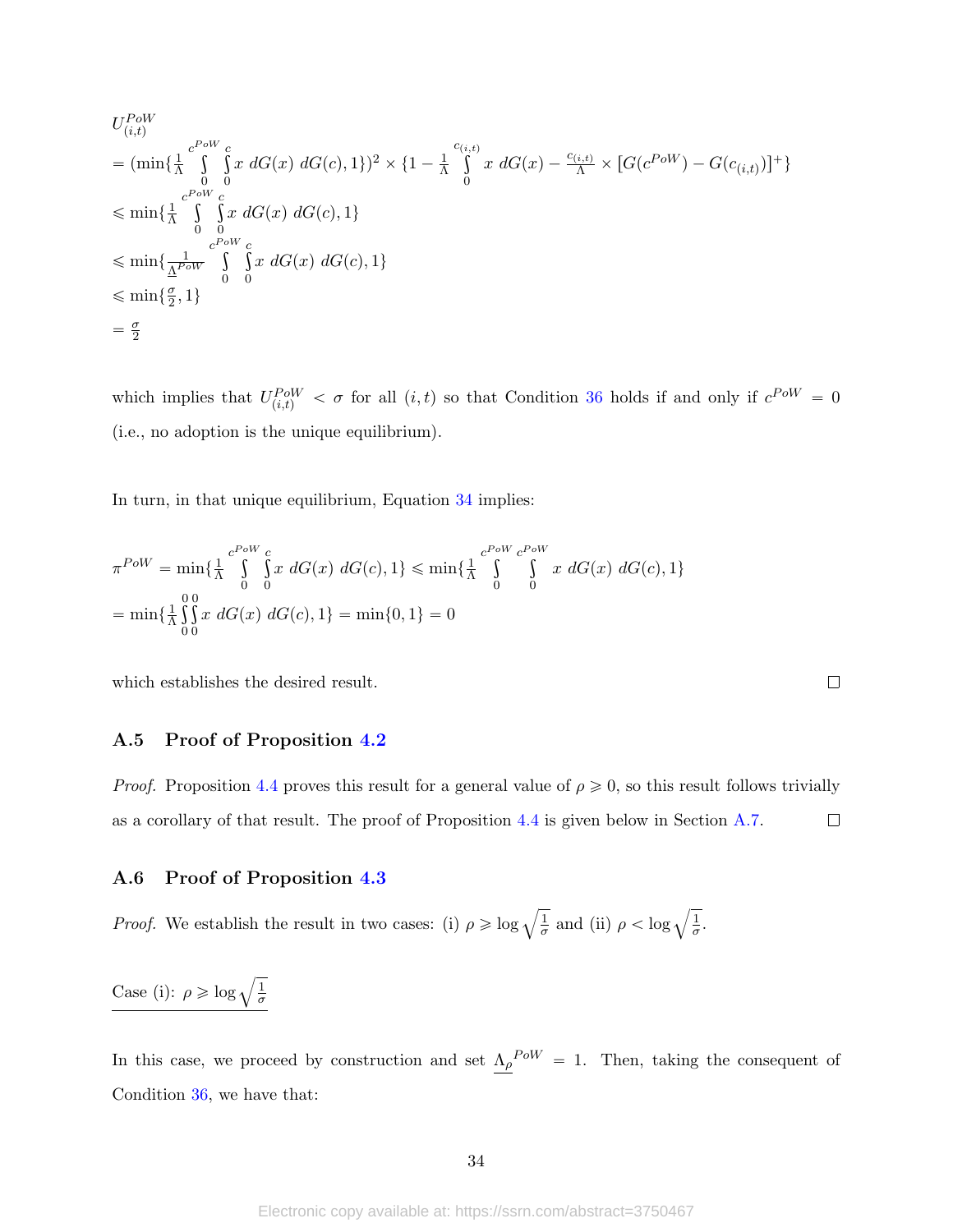$$
\begin{aligned}
&U_{(i,t)}^{PoW} \\
&= (\min\{\tfrac{1}{\Lambda}\int_0^{c^{PoW}}\int_0^{c} x\ dG(x)\ dG(c), 1\})^2 \times \{1 - \tfrac{1}{\Lambda}\int_0^{c_{(i,t)}} x\ dG(x) - \tfrac{c_{(i,t)}}{\Lambda} \times [G(c^{PoW}) - G(c_{(i,t)})]^+\} \\
&\leqslant \min\{\tfrac{1}{\Lambda}\int_0^{c^{PoW}}\int_0^{c} x\ dG(x)\ dG(c), 1\} \\
&\leqslant \min\{\tfrac{1}{\underline{\Lambda}^{PoW}}\int_0^{c^{PoW}}\int_0^{c} x\ dG(x)\ dG(c), 1\} \\
&\leqslant \min\{\tfrac{\sigma}{2}, 1\} \\
&= \tfrac{\sigma}{2}
\end{aligned}
$$

which implies that $U_{(i,t)}^{PoW} < \sigma$ for all $(i,t)$ so that Condition 36 holds if and only if $c^{PoW} = 0$ (i.e., no adoption is the unique equilibrium).

In turn, in that unique equilibrium, Equation 34 implies:

$$
\begin{aligned}
\pi^{PoW} &= \min\{\tfrac{1}{\Lambda}\int_0^{c^{PoW}}\int_0^{c} x\ dG(x)\ dG(c), 1\} \leqslant \min\{\tfrac{1}{\Lambda}\int_0^{c^{PoW}}\int_0^{c^{PoW}} x\ dG(x)\ dG(c), 1\} \\
&= \min\{\tfrac{1}{\Lambda}\int_0^{0}\int_0^{0} x\ dG(x)\ dG(c), 1\} = \min\{0, 1\} = 0
\end{aligned}
$$

which establishes the desired result. □

## A.5 Proof of Proposition 4.2

*Proof.* Proposition 4.4 proves this result for a general value of $\rho \geqslant 0$, so this result follows trivially as a corollary of that result. The proof of Proposition 4.4 is given below in Section A.7. □

## A.6 Proof of Proposition 4.3

*Proof.* We establish the result in two cases: (i) $\rho \geqslant \log\sqrt{\frac{1}{\sigma}}$ and (ii) $\rho < \log\sqrt{\frac{1}{\sigma}}$.

<u>Case (i): $\rho \geqslant \log\sqrt{\frac{1}{\sigma}}$</u>

In this case, we proceed by construction and set $\underline{\Lambda_\rho}^{PoW} = 1$. Then, taking the consequent of Condition 36, we have that: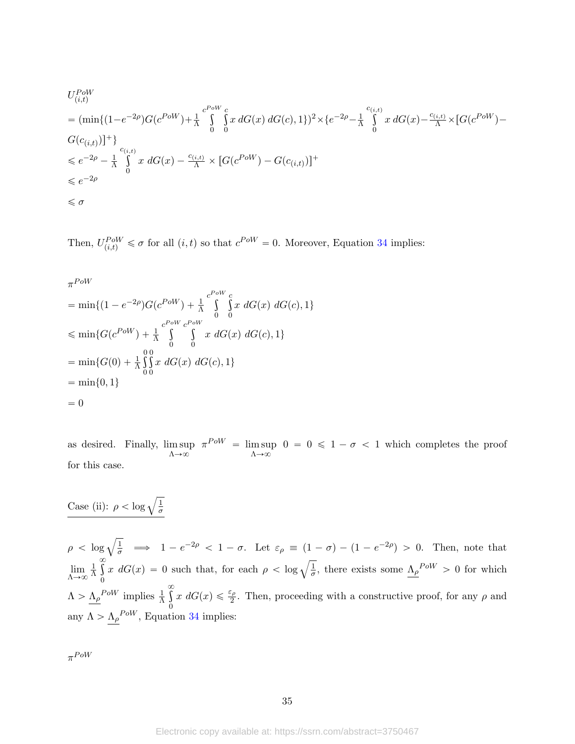$$
\begin{aligned}
&U_{(i,t)}^{PoW} \\
&= (\min\{(1-e^{-2\rho})G(c^{PoW})+\tfrac{1}{\Lambda}\int\limits_0^{c^{PoW}}\int\limits_0^{c} x\, dG(x)\, dG(c), 1\})^2 \times \{e^{-2\rho}-\tfrac{1}{\Lambda}\int\limits_0^{c_{(i,t)}} x\, dG(x) - \tfrac{c_{(i,t)}}{\Lambda}\times[G(c^{PoW})-G(c_{(i,t)})]^+\} \\
&\leqslant e^{-2\rho} - \tfrac{1}{\Lambda}\int\limits_0^{c_{(i,t)}} x\, dG(x) - \tfrac{c_{(i,t)}}{\Lambda}\times[G(c^{PoW})-G(c_{(i,t)})]^+ \\
&\leqslant e^{-2\rho} \\
&\leqslant \sigma
\end{aligned}
$$

Then, $U_{(i,t)}^{PoW} \leqslant \sigma$ for all $(i,t)$ so that $c^{PoW} = 0$. Moreover, Equation 34 implies:

$$
\begin{aligned}
&\pi^{PoW} \\
&= \min\{(1-e^{-2\rho})G(c^{PoW}) + \tfrac{1}{\Lambda}\int\limits_0^{c^{PoW}}\int\limits_0^{c} x\, dG(x)\, dG(c), 1\} \\
&\leqslant \min\{G(c^{PoW}) + \tfrac{1}{\Lambda}\int\limits_0^{c^{PoW}}\int\limits_0^{c^{PoW}} x\, dG(x)\, dG(c), 1\} \\
&= \min\{G(0) + \tfrac{1}{\Lambda}\int\limits_0^{0}\int\limits_0^{0} x\, dG(x)\, dG(c), 1\} \\
&= \min\{0, 1\} \\
&= 0
\end{aligned}
$$

as desired. Finally, $\limsup\limits_{\Lambda\to\infty} \pi^{PoW} = \limsup\limits_{\Lambda\to\infty} 0 = 0 \leqslant 1-\sigma < 1$ which completes the proof for this case.

Case (ii): $\rho < \log\sqrt{\frac{1}{\sigma}}$

$\rho < \log\sqrt{\frac{1}{\sigma}} \implies 1-e^{-2\rho} < 1-\sigma$. Let $\varepsilon_\rho \equiv (1-\sigma)-(1-e^{-2\rho}) > 0$. Then, note that $\lim\limits_{\Lambda\to\infty}\frac{1}{\Lambda}\int\limits_0^{\infty} x\, dG(x) = 0$ such that, for each $\rho < \log\sqrt{\frac{1}{\sigma}}$, there exists some $\underline{\Lambda_\rho}^{PoW} > 0$ for which $\Lambda > \underline{\Lambda_\rho}^{PoW}$ implies $\frac{1}{\Lambda}\int\limits_0^{\infty} x\, dG(x) \leqslant \frac{\varepsilon_\rho}{2}$. Then, proceeding with a constructive proof, for any $\rho$ and any $\Lambda > \underline{\Lambda_\rho}^{PoW}$, Equation 34 implies:

$\pi^{PoW}$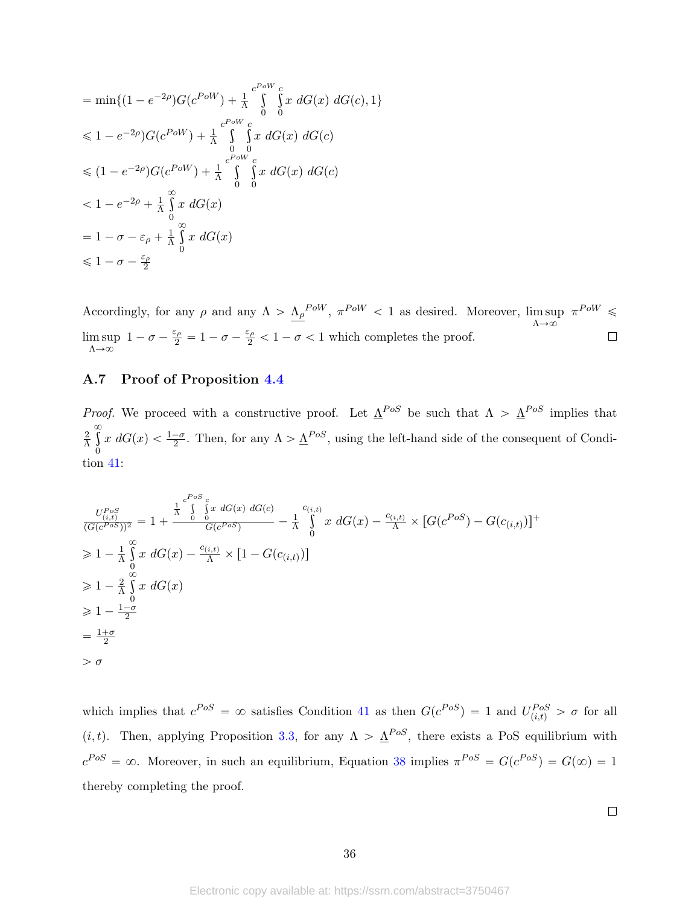$$
\begin{aligned}
&= \min\{(1-e^{-2\rho})G(c^{PoW}) + \tfrac{1}{\Lambda}\int_0^{c^{PoW}}\int_0^{c} x \ dG(x) \ dG(c), 1\} \\
&\leqslant 1-e^{-2\rho})G(c^{PoW}) + \tfrac{1}{\Lambda}\int_0^{c^{PoW}}\int_0^{c} x \ dG(x) \ dG(c) \\
&\leqslant (1-e^{-2\rho})G(c^{PoW}) + \tfrac{1}{\Lambda}\int_0^{c^{PoW}}\int_0^{c} x \ dG(x) \ dG(c) \\
&< 1-e^{-2\rho} + \tfrac{1}{\Lambda}\int_0^{\infty} x \ dG(x) \\
&= 1-\sigma-\varepsilon_\rho + \tfrac{1}{\Lambda}\int_0^{\infty} x \ dG(x) \\
&\leqslant 1-\sigma-\tfrac{\varepsilon_\rho}{2}
\end{aligned}
$$

Accordingly, for any $\rho$ and any $\Lambda > \underline{\Lambda_\rho}^{PoW}$, $\pi^{PoW} < 1$ as desired. Moreover, $\limsup_{\Lambda\to\infty} \ \pi^{PoW} \leqslant \limsup_{\Lambda\to\infty} \ 1-\sigma-\frac{\varepsilon_\rho}{2} = 1-\sigma-\frac{\varepsilon_\rho}{2} < 1-\sigma < 1$ which completes the proof. $\square$

### A.7 Proof of Proposition 4.4

*Proof.* We proceed with a constructive proof. Let $\underline{\Lambda}^{PoS}$ be such that $\Lambda > \underline{\Lambda}^{PoS}$ implies that $\frac{2}{\Lambda}\int_0^{\infty} x \ dG(x) < \frac{1-\sigma}{2}$. Then, for any $\Lambda > \underline{\Lambda}^{PoS}$, using the left-hand side of the consequent of Condition 41:

$$
\begin{aligned}
\frac{U^{PoS}_{(i,t)}}{(G(c^{PoS}))^2} &= 1 + \frac{\frac{1}{\Lambda}\int_0^{c^{PoS}}\int_0^{c} x \ dG(x) \ dG(c)}{G(c^{PoS})} - \frac{1}{\Lambda}\int_0^{c_{(i,t)}} x \ dG(x) - \frac{c_{(i,t)}}{\Lambda} \times [G(c^{PoS}) - G(c_{(i,t)})]^+ \\
&\geqslant 1 - \frac{1}{\Lambda}\int_0^{\infty} x \ dG(x) - \frac{c_{(i,t)}}{\Lambda} \times [1 - G(c_{(i,t)})] \\
&\geqslant 1 - \frac{2}{\Lambda}\int_0^{\infty} x \ dG(x) \\
&\geqslant 1 - \frac{1-\sigma}{2} \\
&= \frac{1+\sigma}{2} \\
&> \sigma
\end{aligned}
$$

which implies that $c^{PoS} = \infty$ satisfies Condition 41 as then $G(c^{PoS}) = 1$ and $U^{PoS}_{(i,t)} > \sigma$ for all $(i,t)$. Then, applying Proposition 3.3, for any $\Lambda > \underline{\Lambda}^{PoS}$, there exists a PoS equilibrium with $c^{PoS} = \infty$. Moreover, in such an equilibrium, Equation 38 implies $\pi^{PoS} = G(c^{PoS}) = G(\infty) = 1$ thereby completing the proof.

$\square$